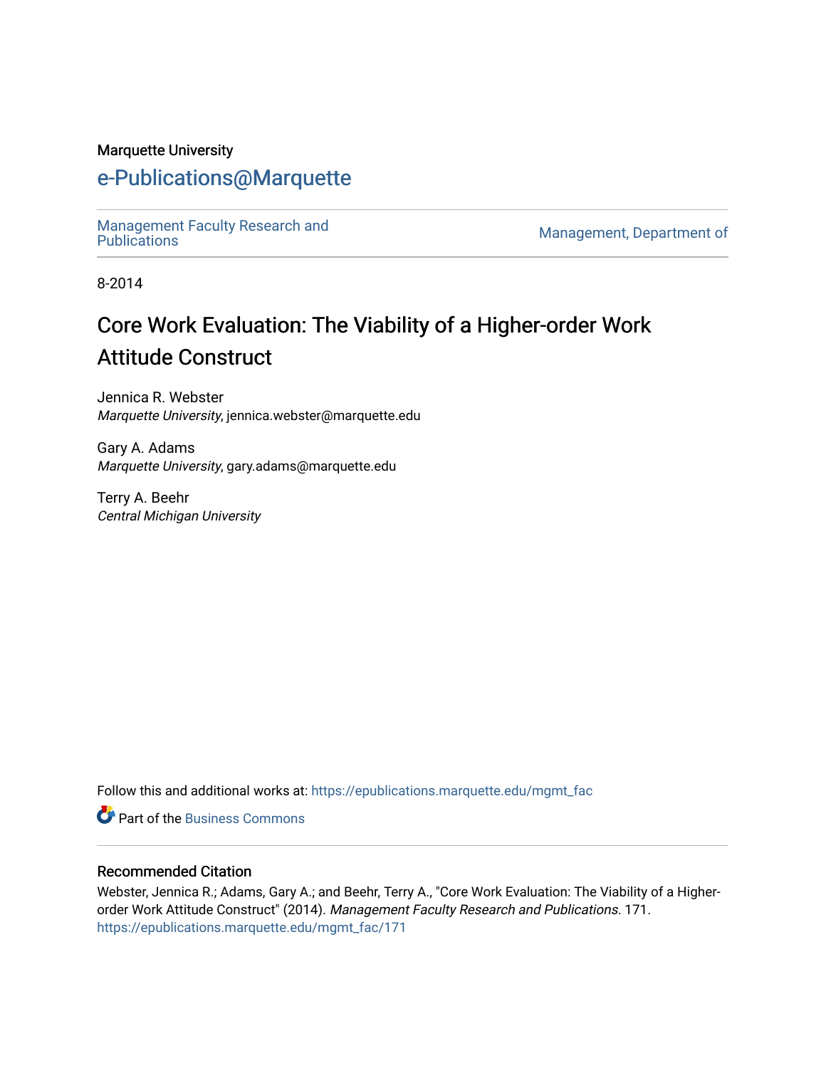Marquette University

# e-Publications@Marquette

Management Faculty Research and Publications

Management, Department of

8-2014

# Core Work Evaluation: The Viability of a Higher-order Work Attitude Construct

Jennica R. Webster
*Marquette University*, jennica.webster@marquette.edu

Gary A. Adams
*Marquette University*, gary.adams@marquette.edu

Terry A. Beehr
*Central Michigan University*

Follow this and additional works at: https://epublications.marquette.edu/mgmt_fac

Part of the Business Commons

## Recommended Citation

Webster, Jennica R.; Adams, Gary A.; and Beehr, Terry A., "Core Work Evaluation: The Viability of a Higher-order Work Attitude Construct" (2014). *Management Faculty Research and Publications*. 171.
https://epublications.marquette.edu/mgmt_fac/171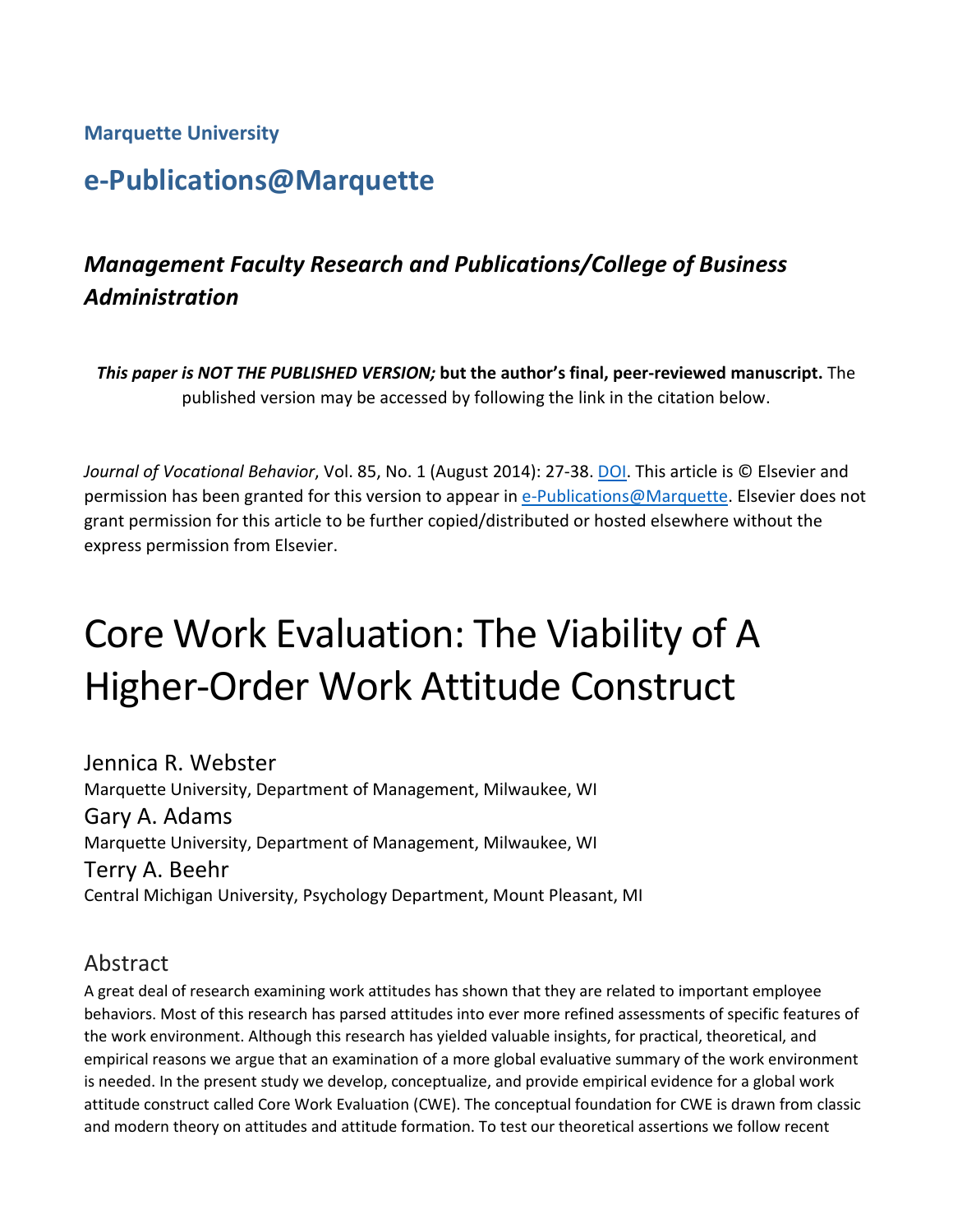Marquette University

# e-Publications@Marquette

## *Management Faculty Research and Publications/College of Business Administration*

***This paper is NOT THE PUBLISHED VERSION;* but the author's final, peer-reviewed manuscript.** The published version may be accessed by following the link in the citation below.

*Journal of Vocational Behavior*, Vol. 85, No. 1 (August 2014): 27-38. DOI. This article is © Elsevier and permission has been granted for this version to appear in e-Publications@Marquette. Elsevier does not grant permission for this article to be further copied/distributed or hosted elsewhere without the express permission from Elsevier.

# Core Work Evaluation: The Viability of A Higher-Order Work Attitude Construct

Jennica R. Webster
Marquette University, Department of Management, Milwaukee, WI

Gary A. Adams
Marquette University, Department of Management, Milwaukee, WI

Terry A. Beehr
Central Michigan University, Psychology Department, Mount Pleasant, MI

## Abstract

A great deal of research examining work attitudes has shown that they are related to important employee behaviors. Most of this research has parsed attitudes into ever more refined assessments of specific features of the work environment. Although this research has yielded valuable insights, for practical, theoretical, and empirical reasons we argue that an examination of a more global evaluative summary of the work environment is needed. In the present study we develop, conceptualize, and provide empirical evidence for a global work attitude construct called Core Work Evaluation (CWE). The conceptual foundation for CWE is drawn from classic and modern theory on attitudes and attitude formation. To test our theoretical assertions we follow recent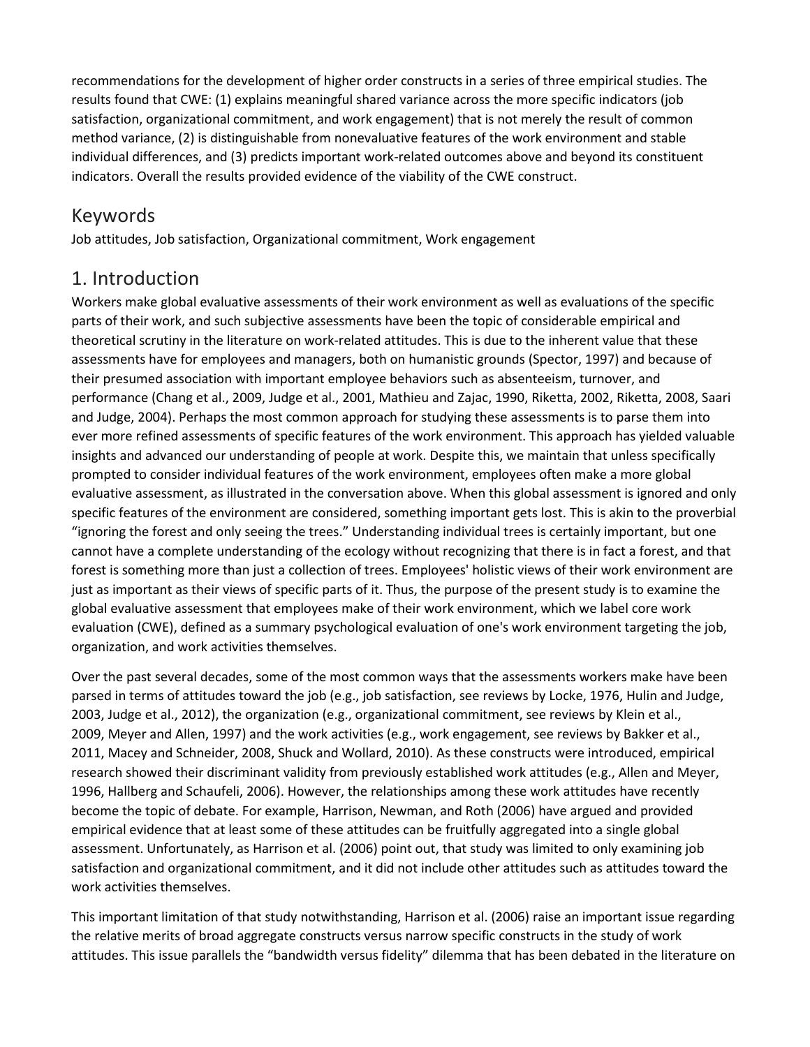recommendations for the development of higher order constructs in a series of three empirical studies. The results found that CWE: (1) explains meaningful shared variance across the more specific indicators (job satisfaction, organizational commitment, and work engagement) that is not merely the result of common method variance, (2) is distinguishable from nonevaluative features of the work environment and stable individual differences, and (3) predicts important work-related outcomes above and beyond its constituent indicators. Overall the results provided evidence of the viability of the CWE construct.

## Keywords

Job attitudes, Job satisfaction, Organizational commitment, Work engagement

## 1. Introduction

Workers make global evaluative assessments of their work environment as well as evaluations of the specific parts of their work, and such subjective assessments have been the topic of considerable empirical and theoretical scrutiny in the literature on work-related attitudes. This is due to the inherent value that these assessments have for employees and managers, both on humanistic grounds (Spector, 1997) and because of their presumed association with important employee behaviors such as absenteeism, turnover, and performance (Chang et al., 2009, Judge et al., 2001, Mathieu and Zajac, 1990, Riketta, 2002, Riketta, 2008, Saari and Judge, 2004). Perhaps the most common approach for studying these assessments is to parse them into ever more refined assessments of specific features of the work environment. This approach has yielded valuable insights and advanced our understanding of people at work. Despite this, we maintain that unless specifically prompted to consider individual features of the work environment, employees often make a more global evaluative assessment, as illustrated in the conversation above. When this global assessment is ignored and only specific features of the environment are considered, something important gets lost. This is akin to the proverbial "ignoring the forest and only seeing the trees." Understanding individual trees is certainly important, but one cannot have a complete understanding of the ecology without recognizing that there is in fact a forest, and that forest is something more than just a collection of trees. Employees' holistic views of their work environment are just as important as their views of specific parts of it. Thus, the purpose of the present study is to examine the global evaluative assessment that employees make of their work environment, which we label core work evaluation (CWE), defined as a summary psychological evaluation of one's work environment targeting the job, organization, and work activities themselves.

Over the past several decades, some of the most common ways that the assessments workers make have been parsed in terms of attitudes toward the job (e.g., job satisfaction, see reviews by Locke, 1976, Hulin and Judge, 2003, Judge et al., 2012), the organization (e.g., organizational commitment, see reviews by Klein et al., 2009, Meyer and Allen, 1997) and the work activities (e.g., work engagement, see reviews by Bakker et al., 2011, Macey and Schneider, 2008, Shuck and Wollard, 2010). As these constructs were introduced, empirical research showed their discriminant validity from previously established work attitudes (e.g., Allen and Meyer, 1996, Hallberg and Schaufeli, 2006). However, the relationships among these work attitudes have recently become the topic of debate. For example, Harrison, Newman, and Roth (2006) have argued and provided empirical evidence that at least some of these attitudes can be fruitfully aggregated into a single global assessment. Unfortunately, as Harrison et al. (2006) point out, that study was limited to only examining job satisfaction and organizational commitment, and it did not include other attitudes such as attitudes toward the work activities themselves.

This important limitation of that study notwithstanding, Harrison et al. (2006) raise an important issue regarding the relative merits of broad aggregate constructs versus narrow specific constructs in the study of work attitudes. This issue parallels the "bandwidth versus fidelity" dilemma that has been debated in the literature on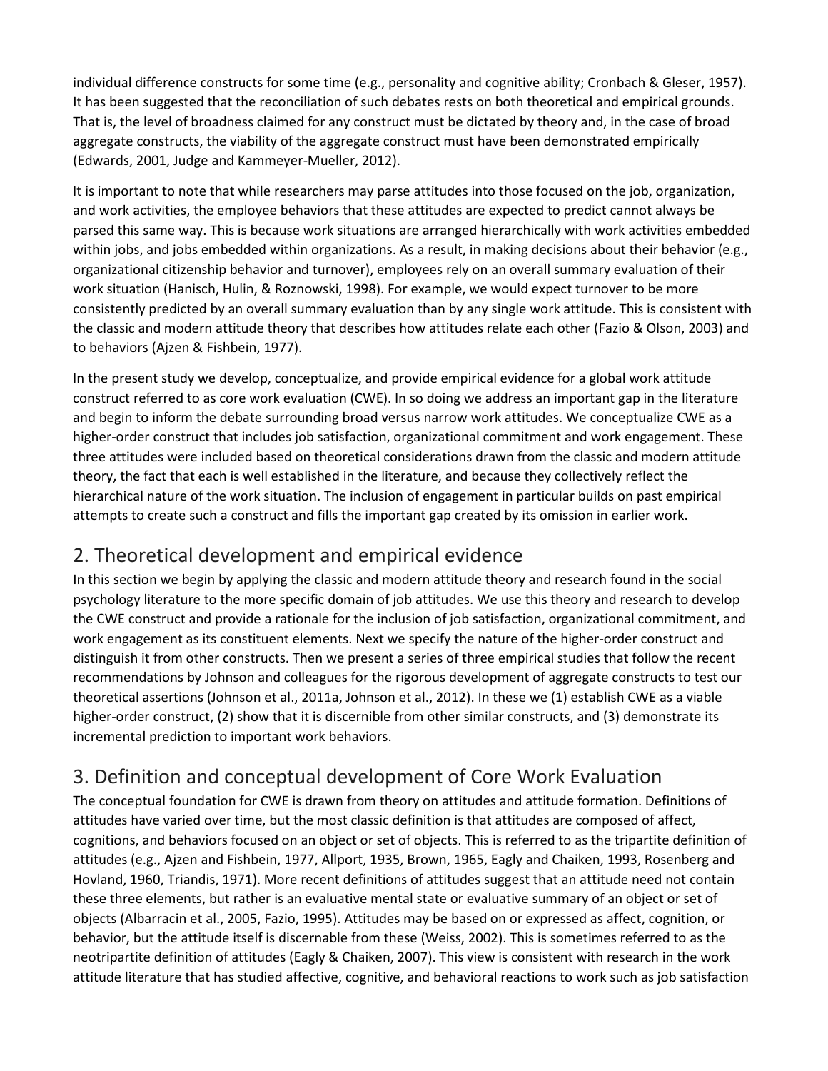individual difference constructs for some time (e.g., personality and cognitive ability; Cronbach & Gleser, 1957). It has been suggested that the reconciliation of such debates rests on both theoretical and empirical grounds. That is, the level of broadness claimed for any construct must be dictated by theory and, in the case of broad aggregate constructs, the viability of the aggregate construct must have been demonstrated empirically (Edwards, 2001, Judge and Kammeyer-Mueller, 2012).

It is important to note that while researchers may parse attitudes into those focused on the job, organization, and work activities, the employee behaviors that these attitudes are expected to predict cannot always be parsed this same way. This is because work situations are arranged hierarchically with work activities embedded within jobs, and jobs embedded within organizations. As a result, in making decisions about their behavior (e.g., organizational citizenship behavior and turnover), employees rely on an overall summary evaluation of their work situation (Hanisch, Hulin, & Roznowski, 1998). For example, we would expect turnover to be more consistently predicted by an overall summary evaluation than by any single work attitude. This is consistent with the classic and modern attitude theory that describes how attitudes relate each other (Fazio & Olson, 2003) and to behaviors (Ajzen & Fishbein, 1977).

In the present study we develop, conceptualize, and provide empirical evidence for a global work attitude construct referred to as core work evaluation (CWE). In so doing we address an important gap in the literature and begin to inform the debate surrounding broad versus narrow work attitudes. We conceptualize CWE as a higher-order construct that includes job satisfaction, organizational commitment and work engagement. These three attitudes were included based on theoretical considerations drawn from the classic and modern attitude theory, the fact that each is well established in the literature, and because they collectively reflect the hierarchical nature of the work situation. The inclusion of engagement in particular builds on past empirical attempts to create such a construct and fills the important gap created by its omission in earlier work.

## 2. Theoretical development and empirical evidence

In this section we begin by applying the classic and modern attitude theory and research found in the social psychology literature to the more specific domain of job attitudes. We use this theory and research to develop the CWE construct and provide a rationale for the inclusion of job satisfaction, organizational commitment, and work engagement as its constituent elements. Next we specify the nature of the higher-order construct and distinguish it from other constructs. Then we present a series of three empirical studies that follow the recent recommendations by Johnson and colleagues for the rigorous development of aggregate constructs to test our theoretical assertions (Johnson et al., 2011a, Johnson et al., 2012). In these we (1) establish CWE as a viable higher-order construct, (2) show that it is discernible from other similar constructs, and (3) demonstrate its incremental prediction to important work behaviors.

## 3. Definition and conceptual development of Core Work Evaluation

The conceptual foundation for CWE is drawn from theory on attitudes and attitude formation. Definitions of attitudes have varied over time, but the most classic definition is that attitudes are composed of affect, cognitions, and behaviors focused on an object or set of objects. This is referred to as the tripartite definition of attitudes (e.g., Ajzen and Fishbein, 1977, Allport, 1935, Brown, 1965, Eagly and Chaiken, 1993, Rosenberg and Hovland, 1960, Triandis, 1971). More recent definitions of attitudes suggest that an attitude need not contain these three elements, but rather is an evaluative mental state or evaluative summary of an object or set of objects (Albarracin et al., 2005, Fazio, 1995). Attitudes may be based on or expressed as affect, cognition, or behavior, but the attitude itself is discernable from these (Weiss, 2002). This is sometimes referred to as the neotripartite definition of attitudes (Eagly & Chaiken, 2007). This view is consistent with research in the work attitude literature that has studied affective, cognitive, and behavioral reactions to work such as job satisfaction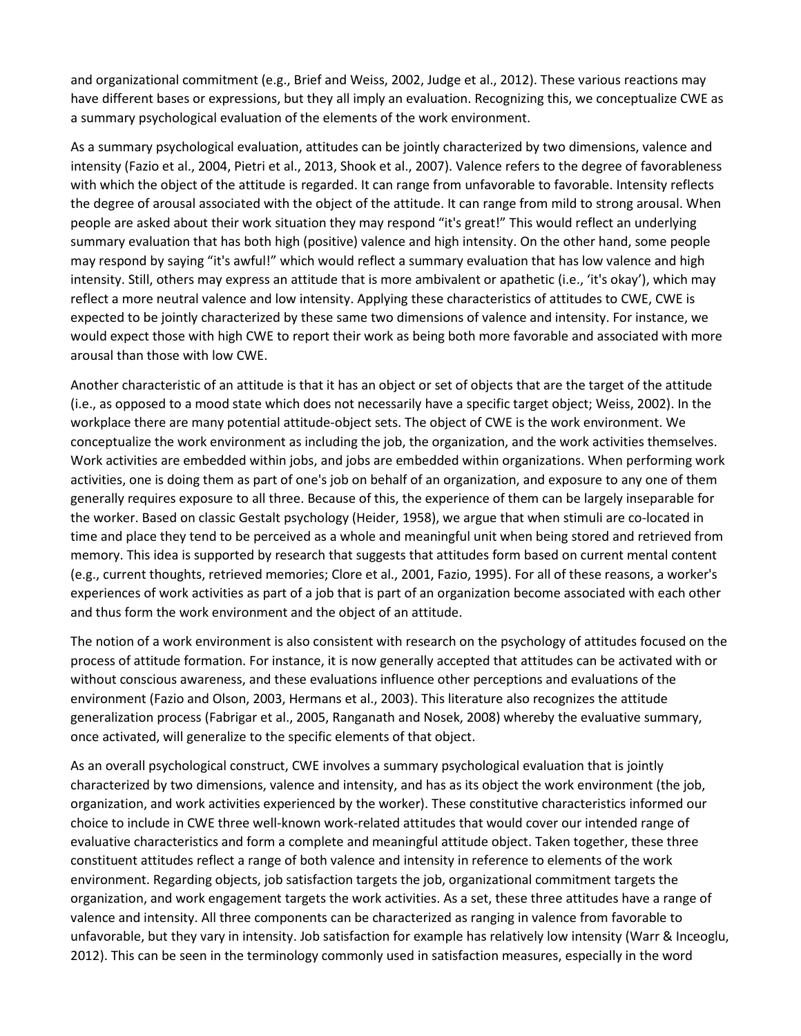and organizational commitment (e.g., Brief and Weiss, 2002, Judge et al., 2012). These various reactions may have different bases or expressions, but they all imply an evaluation. Recognizing this, we conceptualize CWE as a summary psychological evaluation of the elements of the work environment.

As a summary psychological evaluation, attitudes can be jointly characterized by two dimensions, valence and intensity (Fazio et al., 2004, Pietri et al., 2013, Shook et al., 2007). Valence refers to the degree of favorableness with which the object of the attitude is regarded. It can range from unfavorable to favorable. Intensity reflects the degree of arousal associated with the object of the attitude. It can range from mild to strong arousal. When people are asked about their work situation they may respond "it's great!" This would reflect an underlying summary evaluation that has both high (positive) valence and high intensity. On the other hand, some people may respond by saying "it's awful!" which would reflect a summary evaluation that has low valence and high intensity. Still, others may express an attitude that is more ambivalent or apathetic (i.e., 'it's okay'), which may reflect a more neutral valence and low intensity. Applying these characteristics of attitudes to CWE, CWE is expected to be jointly characterized by these same two dimensions of valence and intensity. For instance, we would expect those with high CWE to report their work as being both more favorable and associated with more arousal than those with low CWE.

Another characteristic of an attitude is that it has an object or set of objects that are the target of the attitude (i.e., as opposed to a mood state which does not necessarily have a specific target object; Weiss, 2002). In the workplace there are many potential attitude-object sets. The object of CWE is the work environment. We conceptualize the work environment as including the job, the organization, and the work activities themselves. Work activities are embedded within jobs, and jobs are embedded within organizations. When performing work activities, one is doing them as part of one's job on behalf of an organization, and exposure to any one of them generally requires exposure to all three. Because of this, the experience of them can be largely inseparable for the worker. Based on classic Gestalt psychology (Heider, 1958), we argue that when stimuli are co-located in time and place they tend to be perceived as a whole and meaningful unit when being stored and retrieved from memory. This idea is supported by research that suggests that attitudes form based on current mental content (e.g., current thoughts, retrieved memories; Clore et al., 2001, Fazio, 1995). For all of these reasons, a worker's experiences of work activities as part of a job that is part of an organization become associated with each other and thus form the work environment and the object of an attitude.

The notion of a work environment is also consistent with research on the psychology of attitudes focused on the process of attitude formation. For instance, it is now generally accepted that attitudes can be activated with or without conscious awareness, and these evaluations influence other perceptions and evaluations of the environment (Fazio and Olson, 2003, Hermans et al., 2003). This literature also recognizes the attitude generalization process (Fabrigar et al., 2005, Ranganath and Nosek, 2008) whereby the evaluative summary, once activated, will generalize to the specific elements of that object.

As an overall psychological construct, CWE involves a summary psychological evaluation that is jointly characterized by two dimensions, valence and intensity, and has as its object the work environment (the job, organization, and work activities experienced by the worker). These constitutive characteristics informed our choice to include in CWE three well-known work-related attitudes that would cover our intended range of evaluative characteristics and form a complete and meaningful attitude object. Taken together, these three constituent attitudes reflect a range of both valence and intensity in reference to elements of the work environment. Regarding objects, job satisfaction targets the job, organizational commitment targets the organization, and work engagement targets the work activities. As a set, these three attitudes have a range of valence and intensity. All three components can be characterized as ranging in valence from favorable to unfavorable, but they vary in intensity. Job satisfaction for example has relatively low intensity (Warr & Inceoglu, 2012). This can be seen in the terminology commonly used in satisfaction measures, especially in the word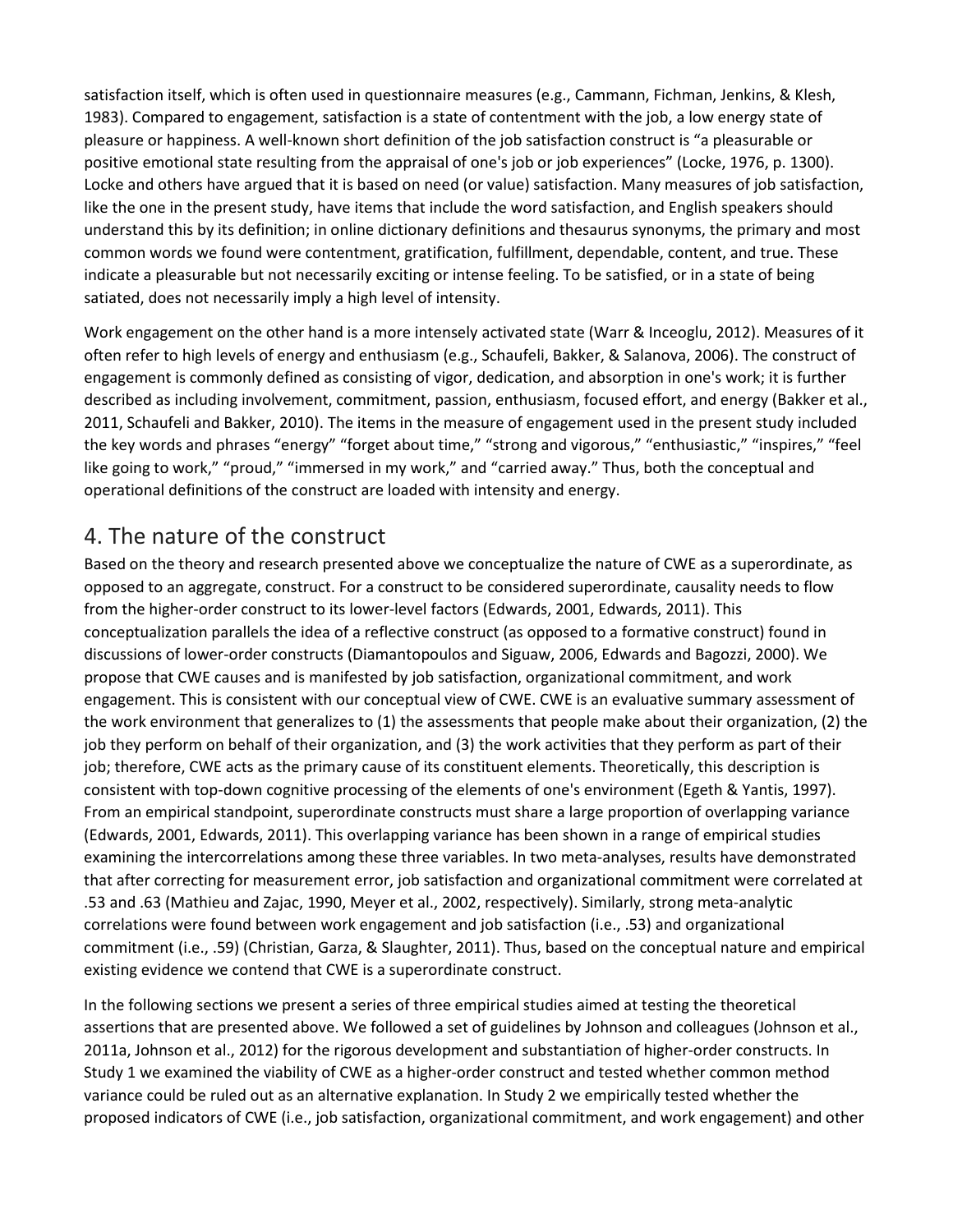satisfaction itself, which is often used in questionnaire measures (e.g., Cammann, Fichman, Jenkins, & Klesh, 1983). Compared to engagement, satisfaction is a state of contentment with the job, a low energy state of pleasure or happiness. A well-known short definition of the job satisfaction construct is "a pleasurable or positive emotional state resulting from the appraisal of one's job or job experiences" (Locke, 1976, p. 1300). Locke and others have argued that it is based on need (or value) satisfaction. Many measures of job satisfaction, like the one in the present study, have items that include the word satisfaction, and English speakers should understand this by its definition; in online dictionary definitions and thesaurus synonyms, the primary and most common words we found were contentment, gratification, fulfillment, dependable, content, and true. These indicate a pleasurable but not necessarily exciting or intense feeling. To be satisfied, or in a state of being satiated, does not necessarily imply a high level of intensity.

Work engagement on the other hand is a more intensely activated state (Warr & Inceoglu, 2012). Measures of it often refer to high levels of energy and enthusiasm (e.g., Schaufeli, Bakker, & Salanova, 2006). The construct of engagement is commonly defined as consisting of vigor, dedication, and absorption in one's work; it is further described as including involvement, commitment, passion, enthusiasm, focused effort, and energy (Bakker et al., 2011, Schaufeli and Bakker, 2010). The items in the measure of engagement used in the present study included the key words and phrases "energy" "forget about time," "strong and vigorous," "enthusiastic," "inspires," "feel like going to work," "proud," "immersed in my work," and "carried away." Thus, both the conceptual and operational definitions of the construct are loaded with intensity and energy.

## 4. The nature of the construct

Based on the theory and research presented above we conceptualize the nature of CWE as a superordinate, as opposed to an aggregate, construct. For a construct to be considered superordinate, causality needs to flow from the higher-order construct to its lower-level factors (Edwards, 2001, Edwards, 2011). This conceptualization parallels the idea of a reflective construct (as opposed to a formative construct) found in discussions of lower-order constructs (Diamantopoulos and Siguaw, 2006, Edwards and Bagozzi, 2000). We propose that CWE causes and is manifested by job satisfaction, organizational commitment, and work engagement. This is consistent with our conceptual view of CWE. CWE is an evaluative summary assessment of the work environment that generalizes to (1) the assessments that people make about their organization, (2) the job they perform on behalf of their organization, and (3) the work activities that they perform as part of their job; therefore, CWE acts as the primary cause of its constituent elements. Theoretically, this description is consistent with top-down cognitive processing of the elements of one's environment (Egeth & Yantis, 1997). From an empirical standpoint, superordinate constructs must share a large proportion of overlapping variance (Edwards, 2001, Edwards, 2011). This overlapping variance has been shown in a range of empirical studies examining the intercorrelations among these three variables. In two meta-analyses, results have demonstrated that after correcting for measurement error, job satisfaction and organizational commitment were correlated at .53 and .63 (Mathieu and Zajac, 1990, Meyer et al., 2002, respectively). Similarly, strong meta-analytic correlations were found between work engagement and job satisfaction (i.e., .53) and organizational commitment (i.e., .59) (Christian, Garza, & Slaughter, 2011). Thus, based on the conceptual nature and empirical existing evidence we contend that CWE is a superordinate construct.

In the following sections we present a series of three empirical studies aimed at testing the theoretical assertions that are presented above. We followed a set of guidelines by Johnson and colleagues (Johnson et al., 2011a, Johnson et al., 2012) for the rigorous development and substantiation of higher-order constructs. In Study 1 we examined the viability of CWE as a higher-order construct and tested whether common method variance could be ruled out as an alternative explanation. In Study 2 we empirically tested whether the proposed indicators of CWE (i.e., job satisfaction, organizational commitment, and work engagement) and other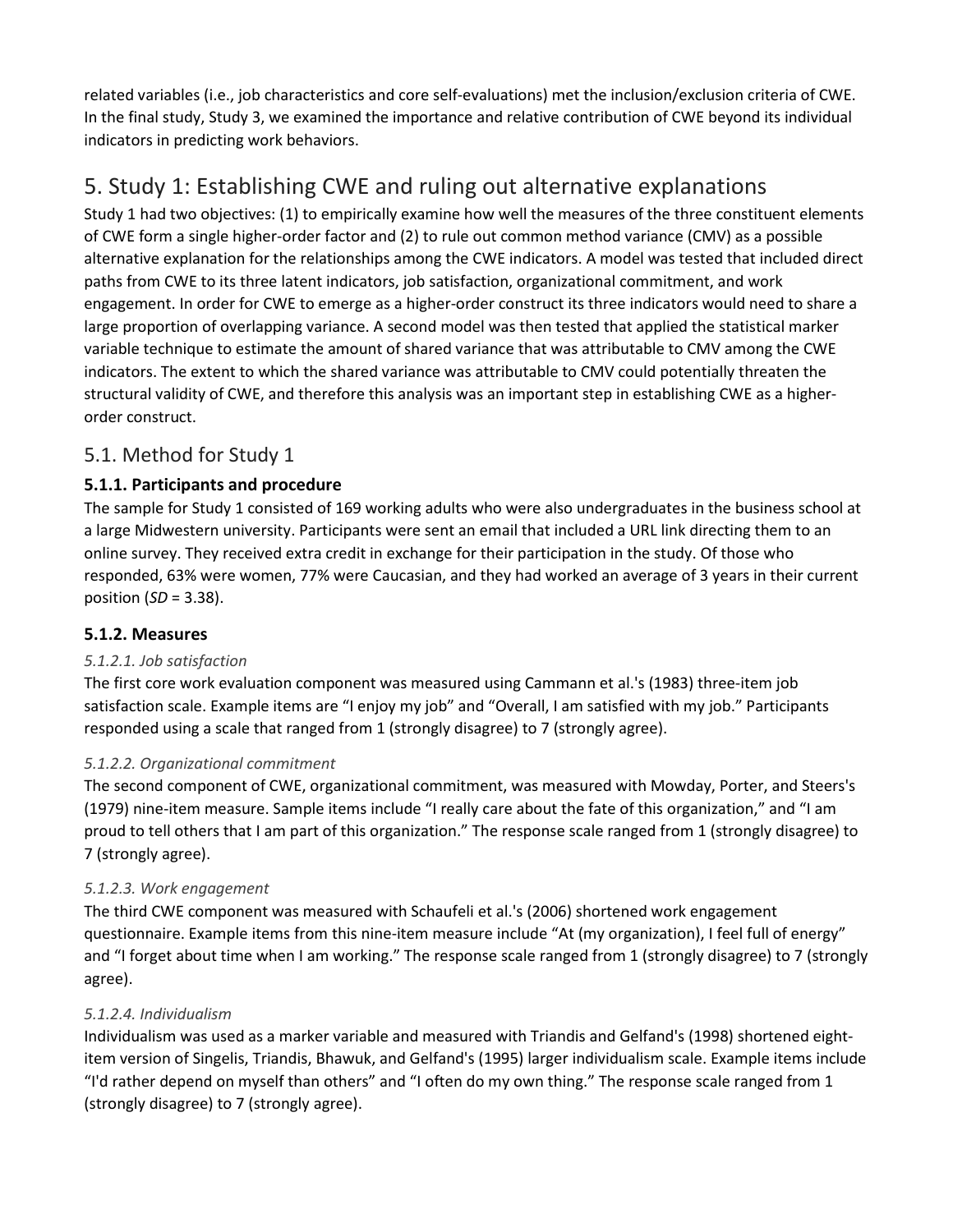related variables (i.e., job characteristics and core self-evaluations) met the inclusion/exclusion criteria of CWE. In the final study, Study 3, we examined the importance and relative contribution of CWE beyond its individual indicators in predicting work behaviors.

# 5. Study 1: Establishing CWE and ruling out alternative explanations

Study 1 had two objectives: (1) to empirically examine how well the measures of the three constituent elements of CWE form a single higher-order factor and (2) to rule out common method variance (CMV) as a possible alternative explanation for the relationships among the CWE indicators. A model was tested that included direct paths from CWE to its three latent indicators, job satisfaction, organizational commitment, and work engagement. In order for CWE to emerge as a higher-order construct its three indicators would need to share a large proportion of overlapping variance. A second model was then tested that applied the statistical marker variable technique to estimate the amount of shared variance that was attributable to CMV among the CWE indicators. The extent to which the shared variance was attributable to CMV could potentially threaten the structural validity of CWE, and therefore this analysis was an important step in establishing CWE as a higher-order construct.

## 5.1. Method for Study 1

### 5.1.1. Participants and procedure

The sample for Study 1 consisted of 169 working adults who were also undergraduates in the business school at a large Midwestern university. Participants were sent an email that included a URL link directing them to an online survey. They received extra credit in exchange for their participation in the study. Of those who responded, 63% were women, 77% were Caucasian, and they had worked an average of 3 years in their current position (*SD* = 3.38).

### 5.1.2. Measures

#### *5.1.2.1. Job satisfaction*

The first core work evaluation component was measured using Cammann et al.'s (1983) three-item job satisfaction scale. Example items are "I enjoy my job" and "Overall, I am satisfied with my job." Participants responded using a scale that ranged from 1 (strongly disagree) to 7 (strongly agree).

#### *5.1.2.2. Organizational commitment*

The second component of CWE, organizational commitment, was measured with Mowday, Porter, and Steers's (1979) nine-item measure. Sample items include "I really care about the fate of this organization," and "I am proud to tell others that I am part of this organization." The response scale ranged from 1 (strongly disagree) to 7 (strongly agree).

#### *5.1.2.3. Work engagement*

The third CWE component was measured with Schaufeli et al.'s (2006) shortened work engagement questionnaire. Example items from this nine-item measure include "At (my organization), I feel full of energy" and "I forget about time when I am working." The response scale ranged from 1 (strongly disagree) to 7 (strongly agree).

#### *5.1.2.4. Individualism*

Individualism was used as a marker variable and measured with Triandis and Gelfand's (1998) shortened eight-item version of Singelis, Triandis, Bhawuk, and Gelfand's (1995) larger individualism scale. Example items include "I'd rather depend on myself than others" and "I often do my own thing." The response scale ranged from 1 (strongly disagree) to 7 (strongly agree).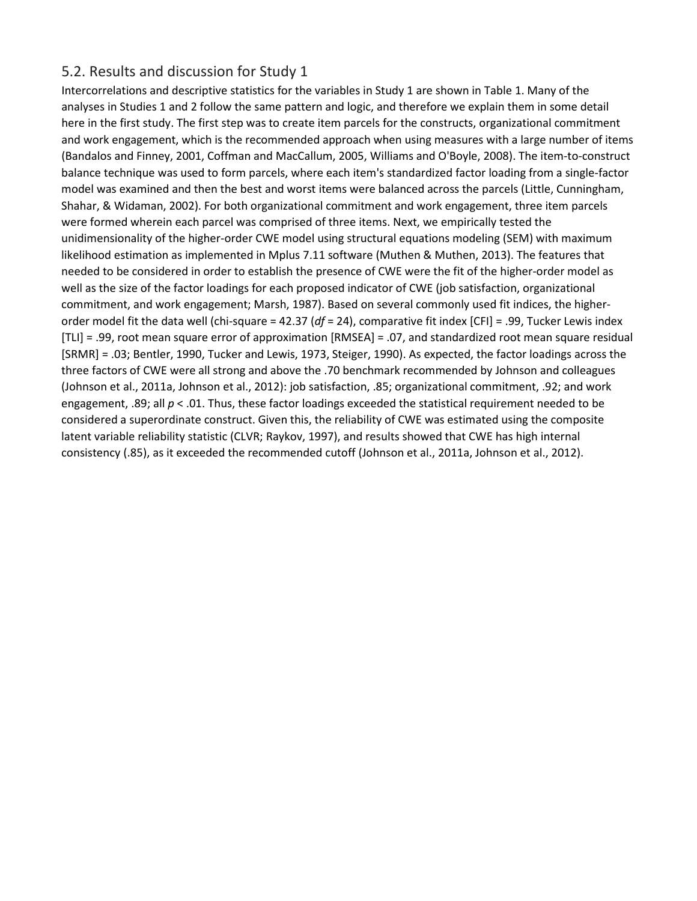## 5.2. Results and discussion for Study 1

Intercorrelations and descriptive statistics for the variables in Study 1 are shown in Table 1. Many of the analyses in Studies 1 and 2 follow the same pattern and logic, and therefore we explain them in some detail here in the first study. The first step was to create item parcels for the constructs, organizational commitment and work engagement, which is the recommended approach when using measures with a large number of items (Bandalos and Finney, 2001, Coffman and MacCallum, 2005, Williams and O'Boyle, 2008). The item-to-construct balance technique was used to form parcels, where each item's standardized factor loading from a single-factor model was examined and then the best and worst items were balanced across the parcels (Little, Cunningham, Shahar, & Widaman, 2002). For both organizational commitment and work engagement, three item parcels were formed wherein each parcel was comprised of three items. Next, we empirically tested the unidimensionality of the higher-order CWE model using structural equations modeling (SEM) with maximum likelihood estimation as implemented in Mplus 7.11 software (Muthen & Muthen, 2013). The features that needed to be considered in order to establish the presence of CWE were the fit of the higher-order model as well as the size of the factor loadings for each proposed indicator of CWE (job satisfaction, organizational commitment, and work engagement; Marsh, 1987). Based on several commonly used fit indices, the higher-order model fit the data well (chi-square = 42.37 (*df* = 24), comparative fit index [CFI] = .99, Tucker Lewis index [TLI] = .99, root mean square error of approximation [RMSEA] = .07, and standardized root mean square residual [SRMR] = .03; Bentler, 1990, Tucker and Lewis, 1973, Steiger, 1990). As expected, the factor loadings across the three factors of CWE were all strong and above the .70 benchmark recommended by Johnson and colleagues (Johnson et al., 2011a, Johnson et al., 2012): job satisfaction, .85; organizational commitment, .92; and work engagement, .89; all $p < .01$. Thus, these factor loadings exceeded the statistical requirement needed to be considered a superordinate construct. Given this, the reliability of CWE was estimated using the composite latent variable reliability statistic (CLVR; Raykov, 1997), and results showed that CWE has high internal consistency (.85), as it exceeded the recommended cutoff (Johnson et al., 2011a, Johnson et al., 2012).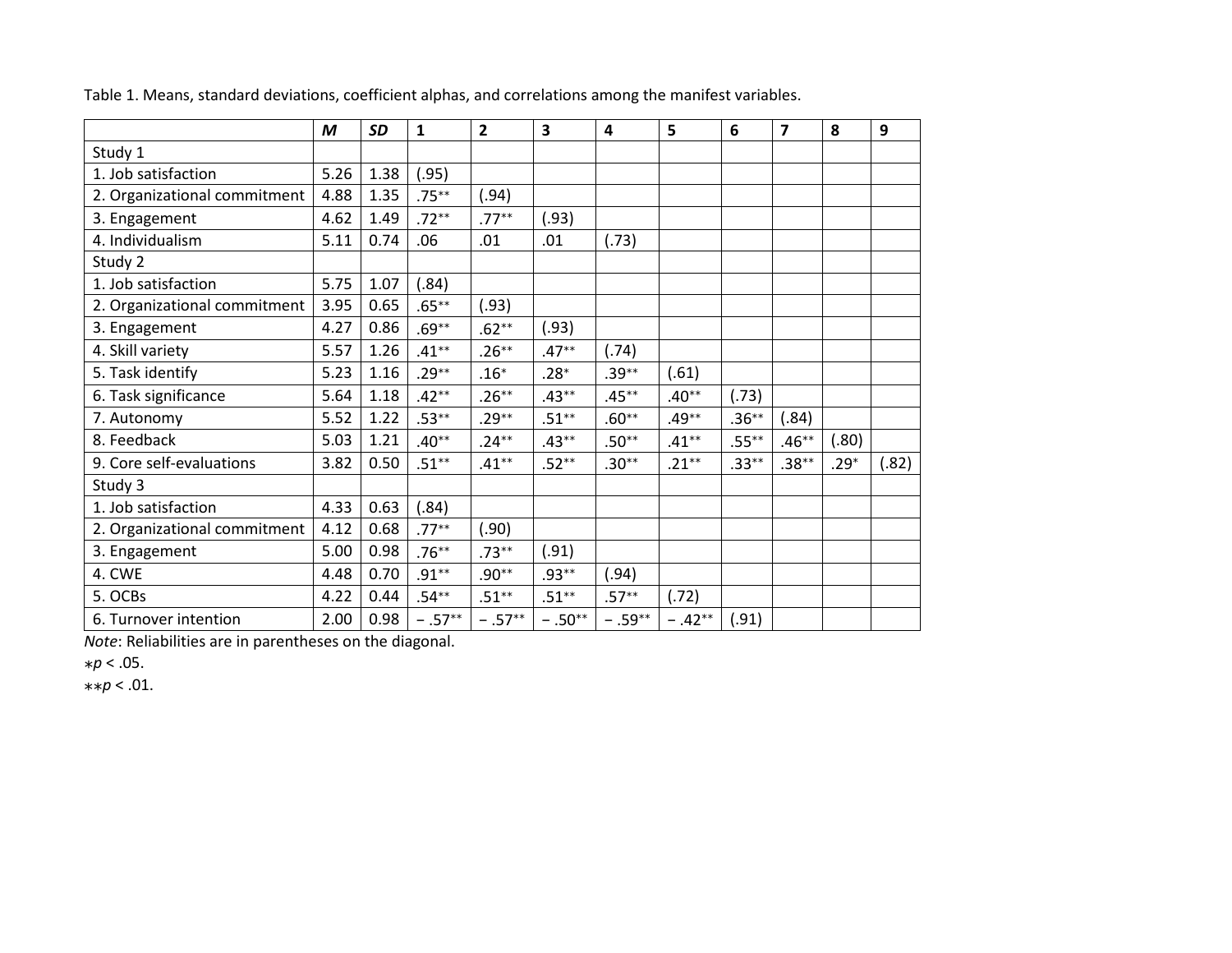Table 1. Means, standard deviations, coefficient alphas, and correlations among the manifest variables.

| | *M* | *SD* | 1 | 2 | 3 | 4 | 5 | 6 | 7 | 8 | 9 |
|---|---|---|---|---|---|---|---|---|---|---|---|
| Study 1 | | | | | | | | | | | |
| 1. Job satisfaction | 5.26 | 1.38 | (.95) | | | | | | | | |
| 2. Organizational commitment | 4.88 | 1.35 | .75** | (.94) | | | | | | | |
| 3. Engagement | 4.62 | 1.49 | .72** | .77** | (.93) | | | | | | |
| 4. Individualism | 5.11 | 0.74 | .06 | .01 | .01 | (.73) | | | | | |
| Study 2 | | | | | | | | | | | |
| 1. Job satisfaction | 5.75 | 1.07 | (.84) | | | | | | | | |
| 2. Organizational commitment | 3.95 | 0.65 | .65** | (.93) | | | | | | | |
| 3. Engagement | 4.27 | 0.86 | .69** | .62** | (.93) | | | | | | |
| 4. Skill variety | 5.57 | 1.26 | .41** | .26** | .47** | (.74) | | | | | |
| 5. Task identify | 5.23 | 1.16 | .29** | .16* | .28* | .39** | (.61) | | | | |
| 6. Task significance | 5.64 | 1.18 | .42** | .26** | .43** | .45** | .40** | (.73) | | | |
| 7. Autonomy | 5.52 | 1.22 | .53** | .29** | .51** | .60** | .49** | .36** | (.84) | | |
| 8. Feedback | 5.03 | 1.21 | .40** | .24** | .43** | .50** | .41** | .55** | .46** | (.80) | |
| 9. Core self-evaluations | 3.82 | 0.50 | .51** | .41** | .52** | .30** | .21** | .33** | .38** | .29* | (.82) |
| Study 3 | | | | | | | | | | | |
| 1. Job satisfaction | 4.33 | 0.63 | (.84) | | | | | | | | |
| 2. Organizational commitment | 4.12 | 0.68 | .77** | (.90) | | | | | | | |
| 3. Engagement | 5.00 | 0.98 | .76** | .73** | (.91) | | | | | | |
| 4. CWE | 4.48 | 0.70 | .91** | .90** | .93** | (.94) | | | | | |
| 5. OCBs | 4.22 | 0.44 | .54** | .51** | .51** | .57** | (.72) | | | | |
| 6. Turnover intention | 2.00 | 0.98 | − .57** | − .57** | − .50** | − .59** | − .42** | (.91) | | | |

*Note*: Reliabilities are in parentheses on the diagonal.

\*$p < .05$.

\*\*$p < .01$.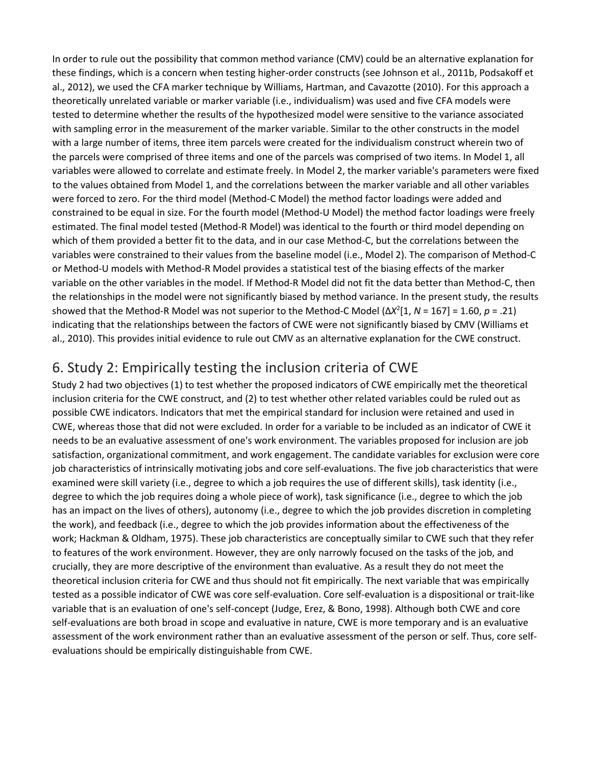In order to rule out the possibility that common method variance (CMV) could be an alternative explanation for these findings, which is a concern when testing higher-order constructs (see Johnson et al., 2011b, Podsakoff et al., 2012), we used the CFA marker technique by Williams, Hartman, and Cavazotte (2010). For this approach a theoretically unrelated variable or marker variable (i.e., individualism) was used and five CFA models were tested to determine whether the results of the hypothesized model were sensitive to the variance associated with sampling error in the measurement of the marker variable. Similar to the other constructs in the model with a large number of items, three item parcels were created for the individualism construct wherein two of the parcels were comprised of three items and one of the parcels was comprised of two items. In Model 1, all variables were allowed to correlate and estimate freely. In Model 2, the marker variable's parameters were fixed to the values obtained from Model 1, and the correlations between the marker variable and all other variables were forced to zero. For the third model (Method-C Model) the method factor loadings were added and constrained to be equal in size. For the fourth model (Method-U Model) the method factor loadings were freely estimated. The final model tested (Method-R Model) was identical to the fourth or third model depending on which of them provided a better fit to the data, and in our case Method-C, but the correlations between the variables were constrained to their values from the baseline model (i.e., Model 2). The comparison of Method-C or Method-U models with Method-R Model provides a statistical test of the biasing effects of the marker variable on the other variables in the model. If Method-R Model did not fit the data better than Method-C, then the relationships in the model were not significantly biased by method variance. In the present study, the results showed that the Method-R Model was not superior to the Method-C Model ($\Delta X^2[1, N = 167] = 1.60$, $p = .21$) indicating that the relationships between the factors of CWE were not significantly biased by CMV (Williams et al., 2010). This provides initial evidence to rule out CMV as an alternative explanation for the CWE construct.

## 6. Study 2: Empirically testing the inclusion criteria of CWE

Study 2 had two objectives (1) to test whether the proposed indicators of CWE empirically met the theoretical inclusion criteria for the CWE construct, and (2) to test whether other related variables could be ruled out as possible CWE indicators. Indicators that met the empirical standard for inclusion were retained and used in CWE, whereas those that did not were excluded. In order for a variable to be included as an indicator of CWE it needs to be an evaluative assessment of one's work environment. The variables proposed for inclusion are job satisfaction, organizational commitment, and work engagement. The candidate variables for exclusion were core job characteristics of intrinsically motivating jobs and core self-evaluations. The five job characteristics that were examined were skill variety (i.e., degree to which a job requires the use of different skills), task identity (i.e., degree to which the job requires doing a whole piece of work), task significance (i.e., degree to which the job has an impact on the lives of others), autonomy (i.e., degree to which the job provides discretion in completing the work), and feedback (i.e., degree to which the job provides information about the effectiveness of the work; Hackman & Oldham, 1975). These job characteristics are conceptually similar to CWE such that they refer to features of the work environment. However, they are only narrowly focused on the tasks of the job, and crucially, they are more descriptive of the environment than evaluative. As a result they do not meet the theoretical inclusion criteria for CWE and thus should not fit empirically. The next variable that was empirically tested as a possible indicator of CWE was core self-evaluation. Core self-evaluation is a dispositional or trait-like variable that is an evaluation of one's self-concept (Judge, Erez, & Bono, 1998). Although both CWE and core self-evaluations are both broad in scope and evaluative in nature, CWE is more temporary and is an evaluative assessment of the work environment rather than an evaluative assessment of the person or self. Thus, core self-evaluations should be empirically distinguishable from CWE.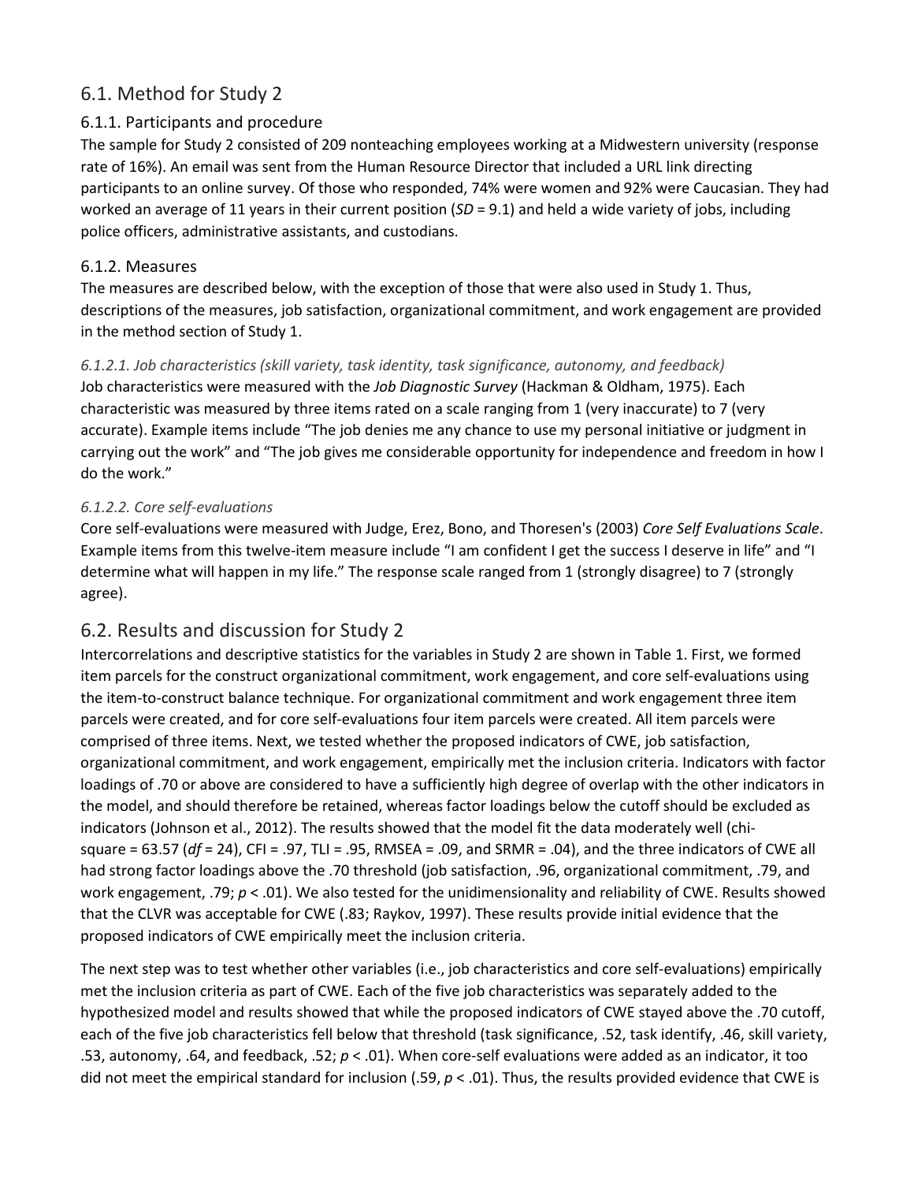## 6.1. Method for Study 2

### 6.1.1. Participants and procedure

The sample for Study 2 consisted of 209 nonteaching employees working at a Midwestern university (response rate of 16%). An email was sent from the Human Resource Director that included a URL link directing participants to an online survey. Of those who responded, 74% were women and 92% were Caucasian. They had worked an average of 11 years in their current position (*SD* = 9.1) and held a wide variety of jobs, including police officers, administrative assistants, and custodians.

### 6.1.2. Measures

The measures are described below, with the exception of those that were also used in Study 1. Thus, descriptions of the measures, job satisfaction, organizational commitment, and work engagement are provided in the method section of Study 1.

#### *6.1.2.1. Job characteristics (skill variety, task identity, task significance, autonomy, and feedback)*

Job characteristics were measured with the *Job Diagnostic Survey* (Hackman & Oldham, 1975). Each characteristic was measured by three items rated on a scale ranging from 1 (very inaccurate) to 7 (very accurate). Example items include "The job denies me any chance to use my personal initiative or judgment in carrying out the work" and "The job gives me considerable opportunity for independence and freedom in how I do the work."

#### *6.1.2.2. Core self-evaluations*

Core self-evaluations were measured with Judge, Erez, Bono, and Thoresen's (2003) *Core Self Evaluations Scale*. Example items from this twelve-item measure include "I am confident I get the success I deserve in life" and "I determine what will happen in my life." The response scale ranged from 1 (strongly disagree) to 7 (strongly agree).

## 6.2. Results and discussion for Study 2

Intercorrelations and descriptive statistics for the variables in Study 2 are shown in Table 1. First, we formed item parcels for the construct organizational commitment, work engagement, and core self-evaluations using the item-to-construct balance technique. For organizational commitment and work engagement three item parcels were created, and for core self-evaluations four item parcels were created. All item parcels were comprised of three items. Next, we tested whether the proposed indicators of CWE, job satisfaction, organizational commitment, and work engagement, empirically met the inclusion criteria. Indicators with factor loadings of .70 or above are considered to have a sufficiently high degree of overlap with the other indicators in the model, and should therefore be retained, whereas factor loadings below the cutoff should be excluded as indicators (Johnson et al., 2012). The results showed that the model fit the data moderately well (chi-square = 63.57 (*df* = 24), CFI = .97, TLI = .95, RMSEA = .09, and SRMR = .04), and the three indicators of CWE all had strong factor loadings above the .70 threshold (job satisfaction, .96, organizational commitment, .79, and work engagement, .79; $p < .01$). We also tested for the unidimensionality and reliability of CWE. Results showed that the CLVR was acceptable for CWE (.83; Raykov, 1997). These results provide initial evidence that the proposed indicators of CWE empirically meet the inclusion criteria.

The next step was to test whether other variables (i.e., job characteristics and core self-evaluations) empirically met the inclusion criteria as part of CWE. Each of the five job characteristics was separately added to the hypothesized model and results showed that while the proposed indicators of CWE stayed above the .70 cutoff, each of the five job characteristics fell below that threshold (task significance, .52, task identify, .46, skill variety, .53, autonomy, .64, and feedback, .52; $p < .01$). When core-self evaluations were added as an indicator, it too did not meet the empirical standard for inclusion (.59, $p < .01$). Thus, the results provided evidence that CWE is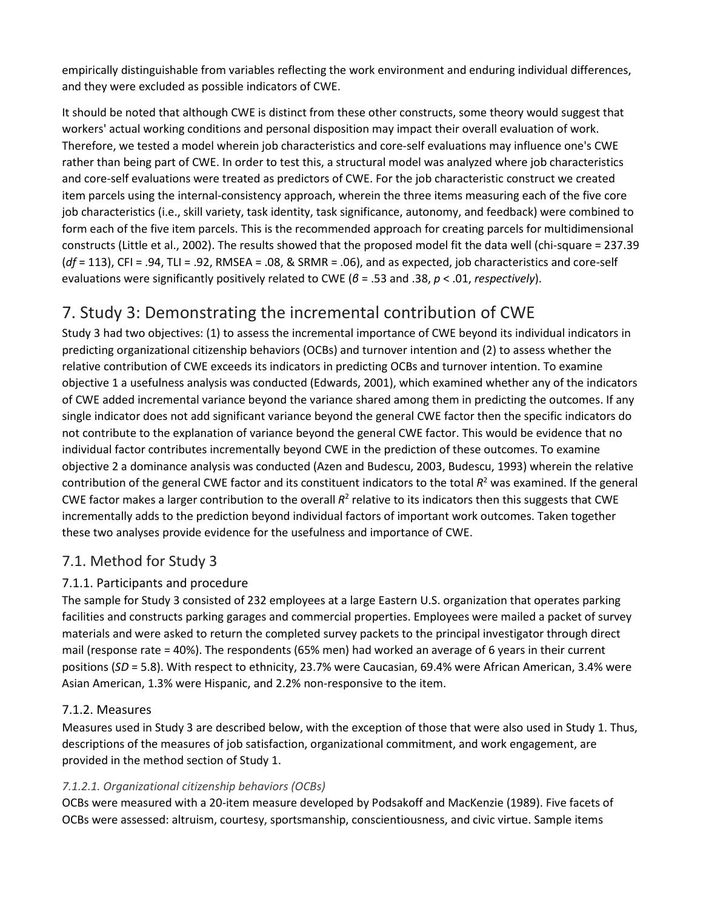empirically distinguishable from variables reflecting the work environment and enduring individual differences, and they were excluded as possible indicators of CWE.

It should be noted that although CWE is distinct from these other constructs, some theory would suggest that workers' actual working conditions and personal disposition may impact their overall evaluation of work. Therefore, we tested a model wherein job characteristics and core-self evaluations may influence one's CWE rather than being part of CWE. In order to test this, a structural model was analyzed where job characteristics and core-self evaluations were treated as predictors of CWE. For the job characteristic construct we created item parcels using the internal-consistency approach, wherein the three items measuring each of the five core job characteristics (i.e., skill variety, task identity, task significance, autonomy, and feedback) were combined to form each of the five item parcels. This is the recommended approach for creating parcels for multidimensional constructs (Little et al., 2002). The results showed that the proposed model fit the data well (chi-square = 237.39 (*df* = 113), CFI = .94, TLI = .92, RMSEA = .08, & SRMR = .06), and as expected, job characteristics and core-self evaluations were significantly positively related to CWE ($\beta$ = .53 and .38, $p$ < .01, *respectively*).

# 7. Study 3: Demonstrating the incremental contribution of CWE

Study 3 had two objectives: (1) to assess the incremental importance of CWE beyond its individual indicators in predicting organizational citizenship behaviors (OCBs) and turnover intention and (2) to assess whether the relative contribution of CWE exceeds its indicators in predicting OCBs and turnover intention. To examine objective 1 a usefulness analysis was conducted (Edwards, 2001), which examined whether any of the indicators of CWE added incremental variance beyond the variance shared among them in predicting the outcomes. If any single indicator does not add significant variance beyond the general CWE factor then the specific indicators do not contribute to the explanation of variance beyond the general CWE factor. This would be evidence that no individual factor contributes incrementally beyond CWE in the prediction of these outcomes. To examine objective 2 a dominance analysis was conducted (Azen and Budescu, 2003, Budescu, 1993) wherein the relative contribution of the general CWE factor and its constituent indicators to the total $R^2$ was examined. If the general CWE factor makes a larger contribution to the overall $R^2$ relative to its indicators then this suggests that CWE incrementally adds to the prediction beyond individual factors of important work outcomes. Taken together these two analyses provide evidence for the usefulness and importance of CWE.

## 7.1. Method for Study 3

### 7.1.1. Participants and procedure

The sample for Study 3 consisted of 232 employees at a large Eastern U.S. organization that operates parking facilities and constructs parking garages and commercial properties. Employees were mailed a packet of survey materials and were asked to return the completed survey packets to the principal investigator through direct mail (response rate = 40%). The respondents (65% men) had worked an average of 6 years in their current positions (*SD* = 5.8). With respect to ethnicity, 23.7% were Caucasian, 69.4% were African American, 3.4% were Asian American, 1.3% were Hispanic, and 2.2% non-responsive to the item.

### 7.1.2. Measures

Measures used in Study 3 are described below, with the exception of those that were also used in Study 1. Thus, descriptions of the measures of job satisfaction, organizational commitment, and work engagement, are provided in the method section of Study 1.

#### *7.1.2.1. Organizational citizenship behaviors (OCBs)*

OCBs were measured with a 20-item measure developed by Podsakoff and MacKenzie (1989). Five facets of OCBs were assessed: altruism, courtesy, sportsmanship, conscientiousness, and civic virtue. Sample items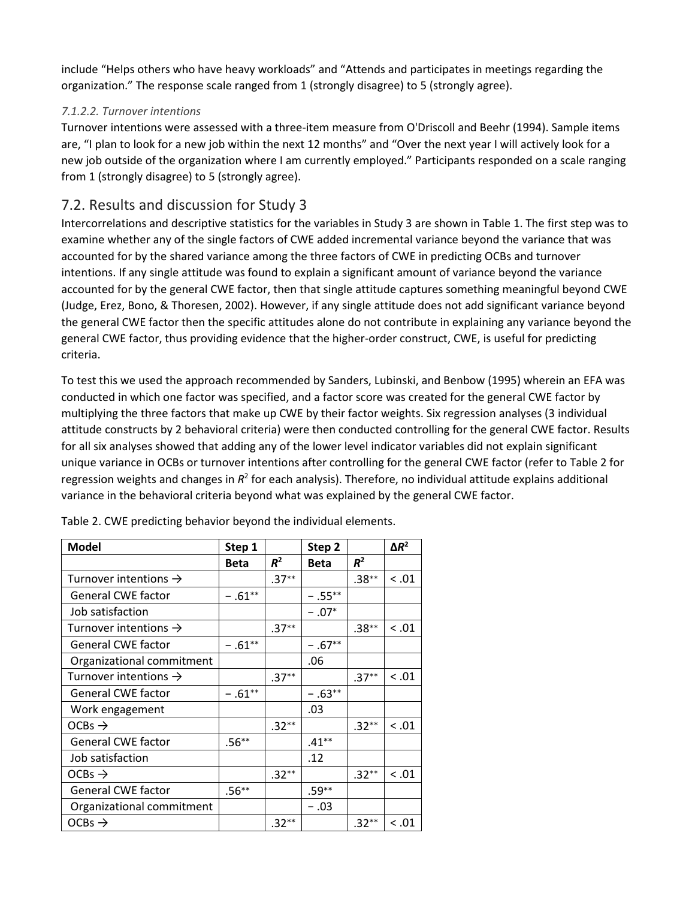include “Helps others who have heavy workloads” and “Attends and participates in meetings regarding the organization.” The response scale ranged from 1 (strongly disagree) to 5 (strongly agree).

#### *7.1.2.2. Turnover intentions*

Turnover intentions were assessed with a three-item measure from O'Driscoll and Beehr (1994). Sample items are, “I plan to look for a new job within the next 12 months” and “Over the next year I will actively look for a new job outside of the organization where I am currently employed.” Participants responded on a scale ranging from 1 (strongly disagree) to 5 (strongly agree).

## 7.2. Results and discussion for Study 3

Intercorrelations and descriptive statistics for the variables in Study 3 are shown in Table 1. The first step was to examine whether any of the single factors of CWE added incremental variance beyond the variance that was accounted for by the shared variance among the three factors of CWE in predicting OCBs and turnover intentions. If any single attitude was found to explain a significant amount of variance beyond the variance accounted for by the general CWE factor, then that single attitude captures something meaningful beyond CWE (Judge, Erez, Bono, & Thoresen, 2002). However, if any single attitude does not add significant variance beyond the general CWE factor then the specific attitudes alone do not contribute in explaining any variance beyond the general CWE factor, thus providing evidence that the higher-order construct, CWE, is useful for predicting criteria.

To test this we used the approach recommended by Sanders, Lubinski, and Benbow (1995) wherein an EFA was conducted in which one factor was specified, and a factor score was created for the general CWE factor by multiplying the three factors that make up CWE by their factor weights. Six regression analyses (3 individual attitude constructs by 2 behavioral criteria) were then conducted controlling for the general CWE factor. Results for all six analyses showed that adding any of the lower level indicator variables did not explain significant unique variance in OCBs or turnover intentions after controlling for the general CWE factor (refer to Table 2 for regression weights and changes in $R^2$ for each analysis). Therefore, no individual attitude explains additional variance in the behavioral criteria beyond what was explained by the general CWE factor.

Table 2. CWE predicting behavior beyond the individual elements.

| Model | Step 1 | | Step 2 | | $\Delta R^2$ |
|---|---|---|---|---|---|
| | **Beta** | $R^2$ | **Beta** | $R^2$ | |
| Turnover intentions → | | .37** | | .38** | < .01 |
| General CWE factor | − .61** | | − .55** | | |
| Job satisfaction | | | − .07* | | |
| Turnover intentions → | | .37** | | .38** | < .01 |
| General CWE factor | − .61** | | − .67** | | |
| Organizational commitment | | | .06 | | |
| Turnover intentions → | | .37** | | .37** | < .01 |
| General CWE factor | − .61** | | − .63** | | |
| Work engagement | | | .03 | | |
| OCBs → | | .32** | | .32** | < .01 |
| General CWE factor | .56** | | .41** | | |
| Job satisfaction | | | .12 | | |
| OCBs → | | .32** | | .32** | < .01 |
| General CWE factor | .56** | | .59** | | |
| Organizational commitment | | | − .03 | | |
| OCBs → | | .32** | | .32** | < .01 |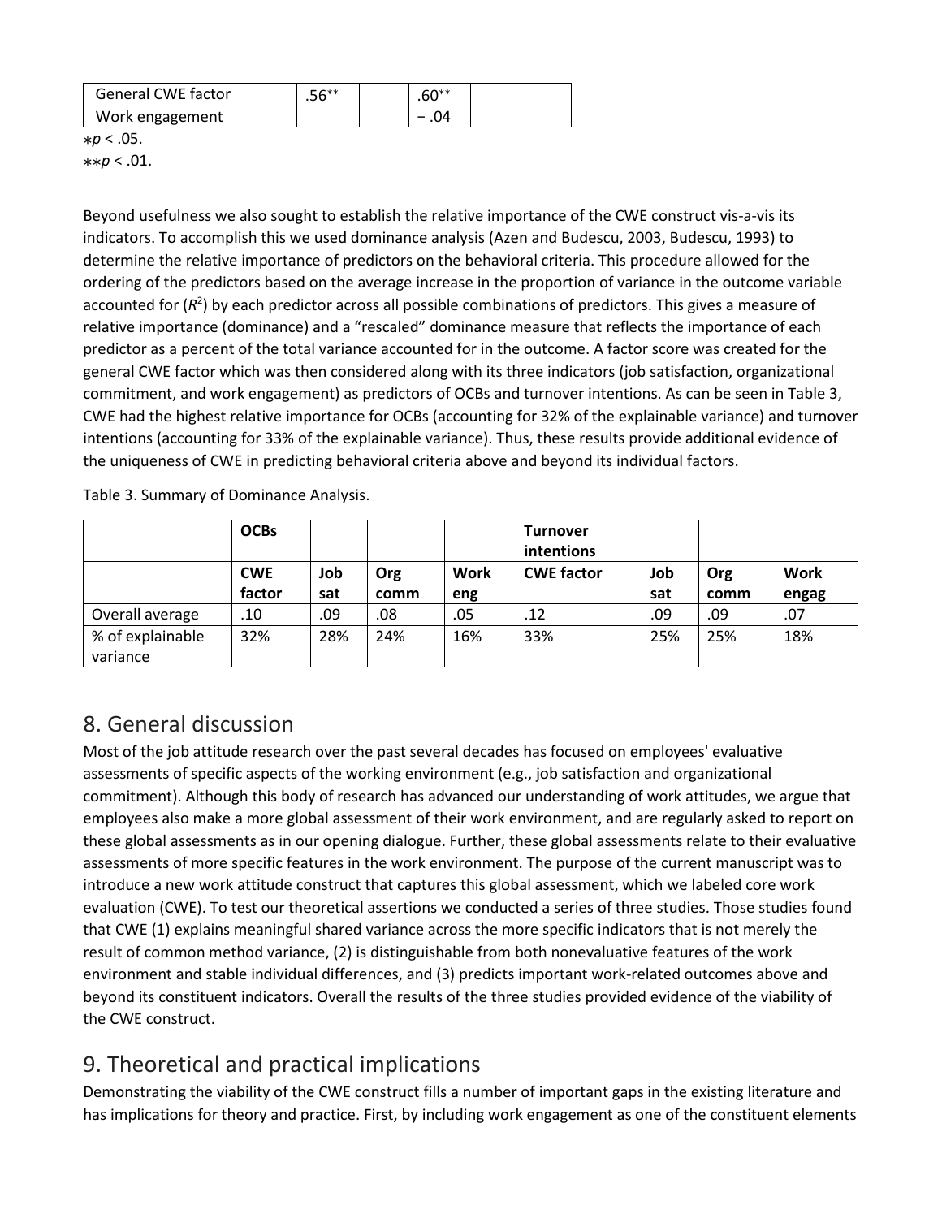| General CWE factor | .56** | | .60** | | |
|---|---|---|---|---|---|
| Work engagement | | | − .04 | | |

*$p < .05$.

**$p < .01$.

Beyond usefulness we also sought to establish the relative importance of the CWE construct vis-a-vis its indicators. To accomplish this we used dominance analysis (Azen and Budescu, 2003, Budescu, 1993) to determine the relative importance of predictors on the behavioral criteria. This procedure allowed for the ordering of the predictors based on the average increase in the proportion of variance in the outcome variable accounted for ($R^2$) by each predictor across all possible combinations of predictors. This gives a measure of relative importance (dominance) and a "rescaled" dominance measure that reflects the importance of each predictor as a percent of the total variance accounted for in the outcome. A factor score was created for the general CWE factor which was then considered along with its three indicators (job satisfaction, organizational commitment, and work engagement) as predictors of OCBs and turnover intentions. As can be seen in Table 3, CWE had the highest relative importance for OCBs (accounting for 32% of the explainable variance) and turnover intentions (accounting for 33% of the explainable variance). Thus, these results provide additional evidence of the uniqueness of CWE in predicting behavioral criteria above and beyond its individual factors.

Table 3. Summary of Dominance Analysis.

| | **OCBs** | | | | **Turnover intentions** | | | |
|---|---|---|---|---|---|---|---|---|
| | **CWE factor** | **Job sat** | **Org comm** | **Work eng** | **CWE factor** | **Job sat** | **Org comm** | **Work engag** |
| Overall average | .10 | .09 | .08 | .05 | .12 | .09 | .09 | .07 |
| % of explainable variance | 32% | 28% | 24% | 16% | 33% | 25% | 25% | 18% |

## 8. General discussion

Most of the job attitude research over the past several decades has focused on employees' evaluative assessments of specific aspects of the working environment (e.g., job satisfaction and organizational commitment). Although this body of research has advanced our understanding of work attitudes, we argue that employees also make a more global assessment of their work environment, and are regularly asked to report on these global assessments as in our opening dialogue. Further, these global assessments relate to their evaluative assessments of more specific features in the work environment. The purpose of the current manuscript was to introduce a new work attitude construct that captures this global assessment, which we labeled core work evaluation (CWE). To test our theoretical assertions we conducted a series of three studies. Those studies found that CWE (1) explains meaningful shared variance across the more specific indicators that is not merely the result of common method variance, (2) is distinguishable from both nonevaluative features of the work environment and stable individual differences, and (3) predicts important work-related outcomes above and beyond its constituent indicators. Overall the results of the three studies provided evidence of the viability of the CWE construct.

## 9. Theoretical and practical implications

Demonstrating the viability of the CWE construct fills a number of important gaps in the existing literature and has implications for theory and practice. First, by including work engagement as one of the constituent elements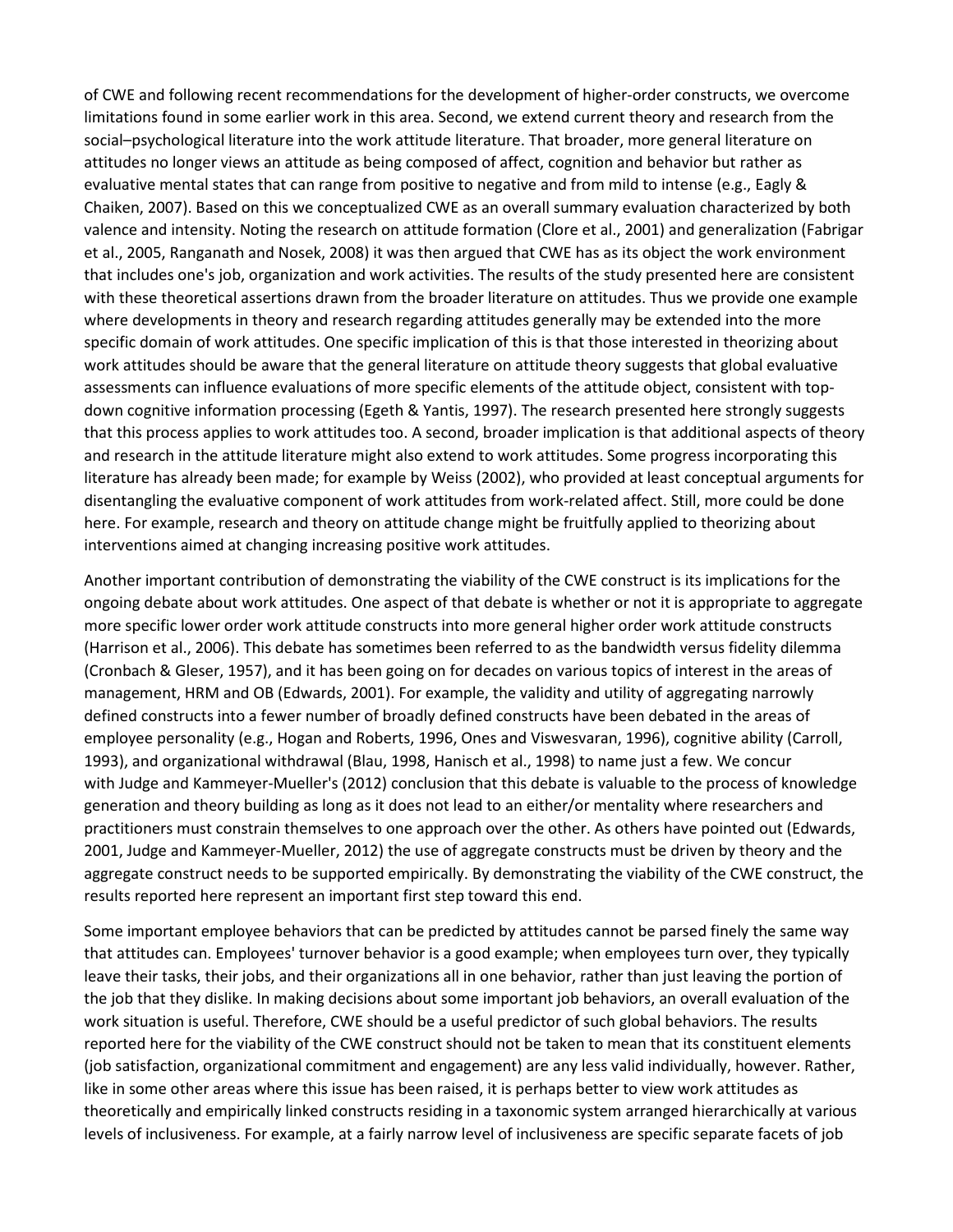of CWE and following recent recommendations for the development of higher-order constructs, we overcome limitations found in some earlier work in this area. Second, we extend current theory and research from the social–psychological literature into the work attitude literature. That broader, more general literature on attitudes no longer views an attitude as being composed of affect, cognition and behavior but rather as evaluative mental states that can range from positive to negative and from mild to intense (e.g., Eagly & Chaiken, 2007). Based on this we conceptualized CWE as an overall summary evaluation characterized by both valence and intensity. Noting the research on attitude formation (Clore et al., 2001) and generalization (Fabrigar et al., 2005, Ranganath and Nosek, 2008) it was then argued that CWE has as its object the work environment that includes one's job, organization and work activities. The results of the study presented here are consistent with these theoretical assertions drawn from the broader literature on attitudes. Thus we provide one example where developments in theory and research regarding attitudes generally may be extended into the more specific domain of work attitudes. One specific implication of this is that those interested in theorizing about work attitudes should be aware that the general literature on attitude theory suggests that global evaluative assessments can influence evaluations of more specific elements of the attitude object, consistent with top-down cognitive information processing (Egeth & Yantis, 1997). The research presented here strongly suggests that this process applies to work attitudes too. A second, broader implication is that additional aspects of theory and research in the attitude literature might also extend to work attitudes. Some progress incorporating this literature has already been made; for example by Weiss (2002), who provided at least conceptual arguments for disentangling the evaluative component of work attitudes from work-related affect. Still, more could be done here. For example, research and theory on attitude change might be fruitfully applied to theorizing about interventions aimed at changing increasing positive work attitudes.

Another important contribution of demonstrating the viability of the CWE construct is its implications for the ongoing debate about work attitudes. One aspect of that debate is whether or not it is appropriate to aggregate more specific lower order work attitude constructs into more general higher order work attitude constructs (Harrison et al., 2006). This debate has sometimes been referred to as the bandwidth versus fidelity dilemma (Cronbach & Gleser, 1957), and it has been going on for decades on various topics of interest in the areas of management, HRM and OB (Edwards, 2001). For example, the validity and utility of aggregating narrowly defined constructs into a fewer number of broadly defined constructs have been debated in the areas of employee personality (e.g., Hogan and Roberts, 1996, Ones and Viswesvaran, 1996), cognitive ability (Carroll, 1993), and organizational withdrawal (Blau, 1998, Hanisch et al., 1998) to name just a few. We concur with Judge and Kammeyer-Mueller's (2012) conclusion that this debate is valuable to the process of knowledge generation and theory building as long as it does not lead to an either/or mentality where researchers and practitioners must constrain themselves to one approach over the other. As others have pointed out (Edwards, 2001, Judge and Kammeyer-Mueller, 2012) the use of aggregate constructs must be driven by theory and the aggregate construct needs to be supported empirically. By demonstrating the viability of the CWE construct, the results reported here represent an important first step toward this end.

Some important employee behaviors that can be predicted by attitudes cannot be parsed finely the same way that attitudes can. Employees' turnover behavior is a good example; when employees turn over, they typically leave their tasks, their jobs, and their organizations all in one behavior, rather than just leaving the portion of the job that they dislike. In making decisions about some important job behaviors, an overall evaluation of the work situation is useful. Therefore, CWE should be a useful predictor of such global behaviors. The results reported here for the viability of the CWE construct should not be taken to mean that its constituent elements (job satisfaction, organizational commitment and engagement) are any less valid individually, however. Rather, like in some other areas where this issue has been raised, it is perhaps better to view work attitudes as theoretically and empirically linked constructs residing in a taxonomic system arranged hierarchically at various levels of inclusiveness. For example, at a fairly narrow level of inclusiveness are specific separate facets of job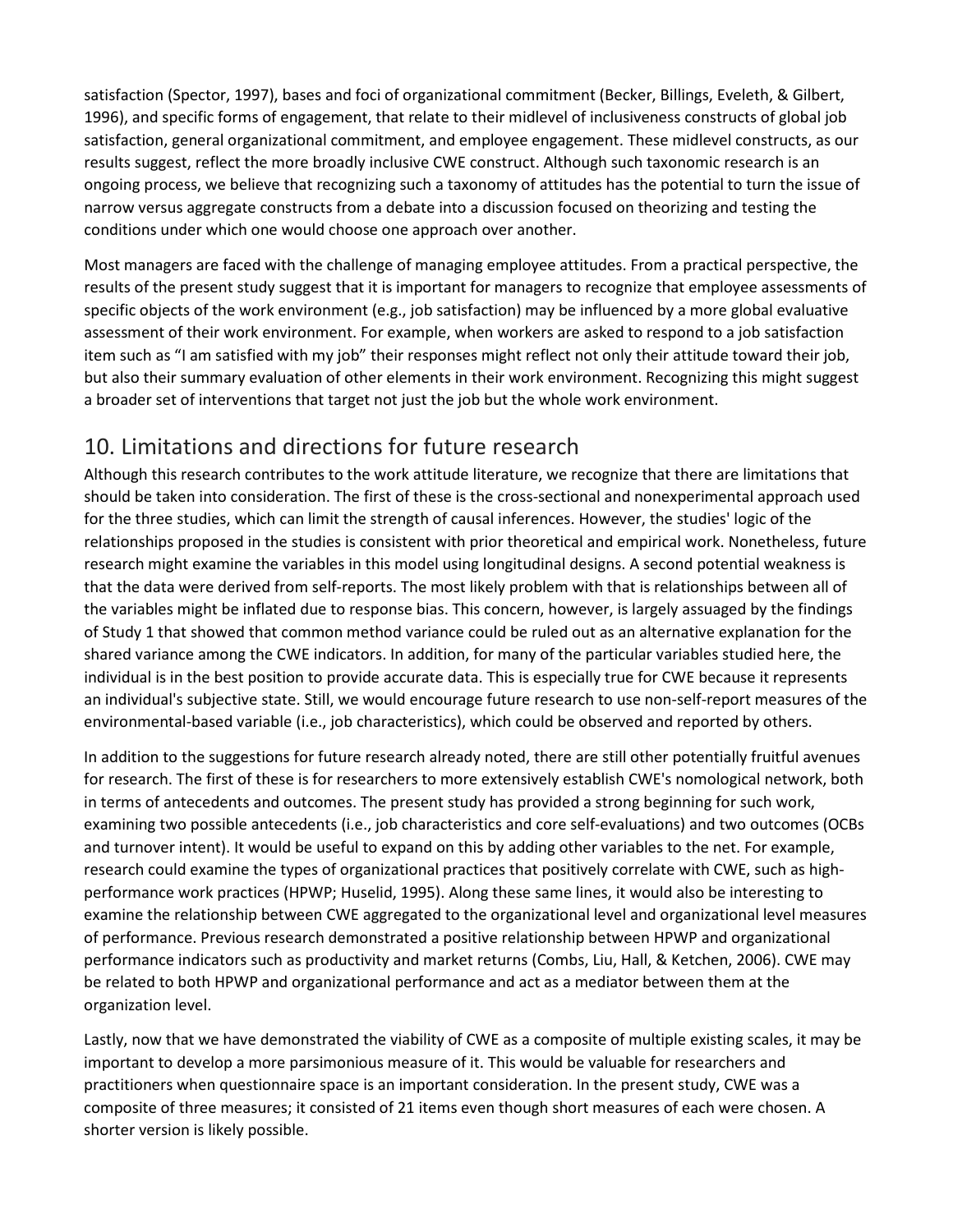satisfaction (Spector, 1997), bases and foci of organizational commitment (Becker, Billings, Eveleth, & Gilbert, 1996), and specific forms of engagement, that relate to their midlevel of inclusiveness constructs of global job satisfaction, general organizational commitment, and employee engagement. These midlevel constructs, as our results suggest, reflect the more broadly inclusive CWE construct. Although such taxonomic research is an ongoing process, we believe that recognizing such a taxonomy of attitudes has the potential to turn the issue of narrow versus aggregate constructs from a debate into a discussion focused on theorizing and testing the conditions under which one would choose one approach over another.

Most managers are faced with the challenge of managing employee attitudes. From a practical perspective, the results of the present study suggest that it is important for managers to recognize that employee assessments of specific objects of the work environment (e.g., job satisfaction) may be influenced by a more global evaluative assessment of their work environment. For example, when workers are asked to respond to a job satisfaction item such as "I am satisfied with my job" their responses might reflect not only their attitude toward their job, but also their summary evaluation of other elements in their work environment. Recognizing this might suggest a broader set of interventions that target not just the job but the whole work environment.

## 10. Limitations and directions for future research

Although this research contributes to the work attitude literature, we recognize that there are limitations that should be taken into consideration. The first of these is the cross-sectional and nonexperimental approach used for the three studies, which can limit the strength of causal inferences. However, the studies' logic of the relationships proposed in the studies is consistent with prior theoretical and empirical work. Nonetheless, future research might examine the variables in this model using longitudinal designs. A second potential weakness is that the data were derived from self-reports. The most likely problem with that is relationships between all of the variables might be inflated due to response bias. This concern, however, is largely assuaged by the findings of Study 1 that showed that common method variance could be ruled out as an alternative explanation for the shared variance among the CWE indicators. In addition, for many of the particular variables studied here, the individual is in the best position to provide accurate data. This is especially true for CWE because it represents an individual's subjective state. Still, we would encourage future research to use non-self-report measures of the environmental-based variable (i.e., job characteristics), which could be observed and reported by others.

In addition to the suggestions for future research already noted, there are still other potentially fruitful avenues for research. The first of these is for researchers to more extensively establish CWE's nomological network, both in terms of antecedents and outcomes. The present study has provided a strong beginning for such work, examining two possible antecedents (i.e., job characteristics and core self-evaluations) and two outcomes (OCBs and turnover intent). It would be useful to expand on this by adding other variables to the net. For example, research could examine the types of organizational practices that positively correlate with CWE, such as high-performance work practices (HPWP; Huselid, 1995). Along these same lines, it would also be interesting to examine the relationship between CWE aggregated to the organizational level and organizational level measures of performance. Previous research demonstrated a positive relationship between HPWP and organizational performance indicators such as productivity and market returns (Combs, Liu, Hall, & Ketchen, 2006). CWE may be related to both HPWP and organizational performance and act as a mediator between them at the organization level.

Lastly, now that we have demonstrated the viability of CWE as a composite of multiple existing scales, it may be important to develop a more parsimonious measure of it. This would be valuable for researchers and practitioners when questionnaire space is an important consideration. In the present study, CWE was a composite of three measures; it consisted of 21 items even though short measures of each were chosen. A shorter version is likely possible.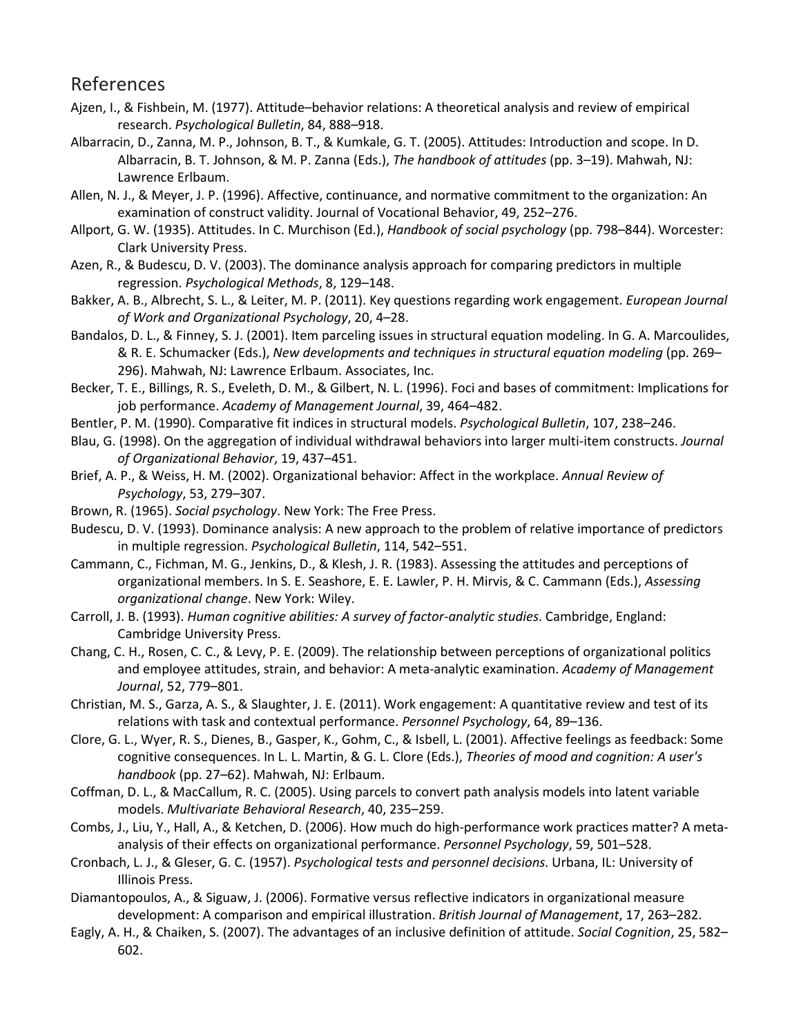# References

Ajzen, I., & Fishbein, M. (1977). Attitude–behavior relations: A theoretical analysis and review of empirical research. *Psychological Bulletin*, 84, 888–918.

Albarracin, D., Zanna, M. P., Johnson, B. T., & Kumkale, G. T. (2005). Attitudes: Introduction and scope. In D. Albarracin, B. T. Johnson, & M. P. Zanna (Eds.), *The handbook of attitudes* (pp. 3–19). Mahwah, NJ: Lawrence Erlbaum.

Allen, N. J., & Meyer, J. P. (1996). Affective, continuance, and normative commitment to the organization: An examination of construct validity. Journal of Vocational Behavior, 49, 252–276.

Allport, G. W. (1935). Attitudes. In C. Murchison (Ed.), *Handbook of social psychology* (pp. 798–844). Worcester: Clark University Press.

Azen, R., & Budescu, D. V. (2003). The dominance analysis approach for comparing predictors in multiple regression. *Psychological Methods*, 8, 129–148.

Bakker, A. B., Albrecht, S. L., & Leiter, M. P. (2011). Key questions regarding work engagement. *European Journal of Work and Organizational Psychology*, 20, 4–28.

Bandalos, D. L., & Finney, S. J. (2001). Item parceling issues in structural equation modeling. In G. A. Marcoulides, & R. E. Schumacker (Eds.), *New developments and techniques in structural equation modeling* (pp. 269–296). Mahwah, NJ: Lawrence Erlbaum. Associates, Inc.

Becker, T. E., Billings, R. S., Eveleth, D. M., & Gilbert, N. L. (1996). Foci and bases of commitment: Implications for job performance. *Academy of Management Journal*, 39, 464–482.

Bentler, P. M. (1990). Comparative fit indices in structural models. *Psychological Bulletin*, 107, 238–246.

Blau, G. (1998). On the aggregation of individual withdrawal behaviors into larger multi-item constructs. *Journal of Organizational Behavior*, 19, 437–451.

Brief, A. P., & Weiss, H. M. (2002). Organizational behavior: Affect in the workplace. *Annual Review of Psychology*, 53, 279–307.

Brown, R. (1965). *Social psychology*. New York: The Free Press.

Budescu, D. V. (1993). Dominance analysis: A new approach to the problem of relative importance of predictors in multiple regression. *Psychological Bulletin*, 114, 542–551.

Cammann, C., Fichman, M. G., Jenkins, D., & Klesh, J. R. (1983). Assessing the attitudes and perceptions of organizational members. In S. E. Seashore, E. E. Lawler, P. H. Mirvis, & C. Cammann (Eds.), *Assessing organizational change*. New York: Wiley.

Carroll, J. B. (1993). *Human cognitive abilities: A survey of factor-analytic studies*. Cambridge, England: Cambridge University Press.

Chang, C. H., Rosen, C. C., & Levy, P. E. (2009). The relationship between perceptions of organizational politics and employee attitudes, strain, and behavior: A meta-analytic examination. *Academy of Management Journal*, 52, 779–801.

Christian, M. S., Garza, A. S., & Slaughter, J. E. (2011). Work engagement: A quantitative review and test of its relations with task and contextual performance. *Personnel Psychology*, 64, 89–136.

Clore, G. L., Wyer, R. S., Dienes, B., Gasper, K., Gohm, C., & Isbell, L. (2001). Affective feelings as feedback: Some cognitive consequences. In L. L. Martin, & G. L. Clore (Eds.), *Theories of mood and cognition: A user's handbook* (pp. 27–62). Mahwah, NJ: Erlbaum.

Coffman, D. L., & MacCallum, R. C. (2005). Using parcels to convert path analysis models into latent variable models. *Multivariate Behavioral Research*, 40, 235–259.

Combs, J., Liu, Y., Hall, A., & Ketchen, D. (2006). How much do high-performance work practices matter? A meta-analysis of their effects on organizational performance. *Personnel Psychology*, 59, 501–528.

Cronbach, L. J., & Gleser, G. C. (1957). *Psychological tests and personnel decisions*. Urbana, IL: University of Illinois Press.

Diamantopoulos, A., & Siguaw, J. (2006). Formative versus reflective indicators in organizational measure development: A comparison and empirical illustration. *British Journal of Management*, 17, 263–282.

Eagly, A. H., & Chaiken, S. (2007). The advantages of an inclusive definition of attitude. *Social Cognition*, 25, 582–602.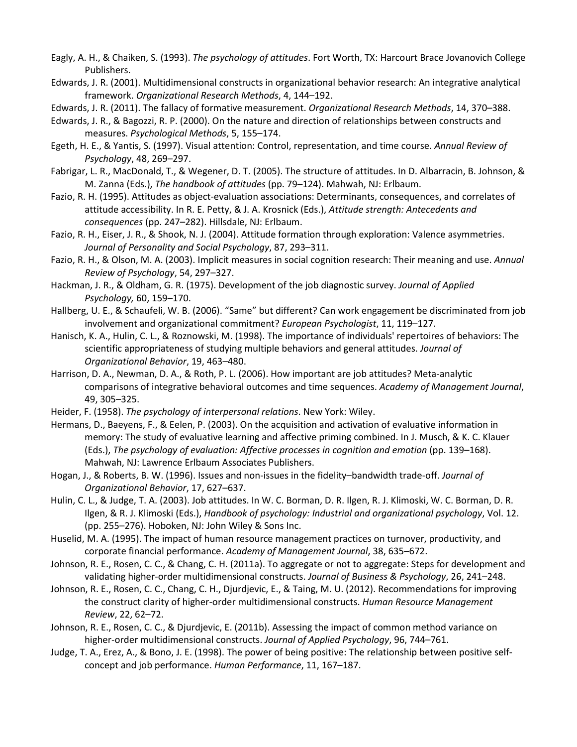Eagly, A. H., & Chaiken, S. (1993). *The psychology of attitudes*. Fort Worth, TX: Harcourt Brace Jovanovich College Publishers.

Edwards, J. R. (2001). Multidimensional constructs in organizational behavior research: An integrative analytical framework. *Organizational Research Methods*, 4, 144–192.

Edwards, J. R. (2011). The fallacy of formative measurement. *Organizational Research Methods*, 14, 370–388.

Edwards, J. R., & Bagozzi, R. P. (2000). On the nature and direction of relationships between constructs and measures. *Psychological Methods*, 5, 155–174.

Egeth, H. E., & Yantis, S. (1997). Visual attention: Control, representation, and time course. *Annual Review of Psychology*, 48, 269–297.

Fabrigar, L. R., MacDonald, T., & Wegener, D. T. (2005). The structure of attitudes. In D. Albarracin, B. Johnson, & M. Zanna (Eds.), *The handbook of attitudes* (pp. 79–124). Mahwah, NJ: Erlbaum.

Fazio, R. H. (1995). Attitudes as object-evaluation associations: Determinants, consequences, and correlates of attitude accessibility. In R. E. Petty, & J. A. Krosnick (Eds.), *Attitude strength: Antecedents and consequences* (pp. 247–282). Hillsdale, NJ: Erlbaum.

Fazio, R. H., Eiser, J. R., & Shook, N. J. (2004). Attitude formation through exploration: Valence asymmetries. *Journal of Personality and Social Psychology*, 87, 293–311.

Fazio, R. H., & Olson, M. A. (2003). Implicit measures in social cognition research: Their meaning and use. *Annual Review of Psychology*, 54, 297–327.

Hackman, J. R., & Oldham, G. R. (1975). Development of the job diagnostic survey. *Journal of Applied Psychology,* 60, 159–170.

Hallberg, U. E., & Schaufeli, W. B. (2006). "Same" but different? Can work engagement be discriminated from job involvement and organizational commitment? *European Psychologist*, 11, 119–127.

Hanisch, K. A., Hulin, C. L., & Roznowski, M. (1998). The importance of individuals' repertoires of behaviors: The scientific appropriateness of studying multiple behaviors and general attitudes. *Journal of Organizational Behavior*, 19, 463–480.

Harrison, D. A., Newman, D. A., & Roth, P. L. (2006). How important are job attitudes? Meta-analytic comparisons of integrative behavioral outcomes and time sequences. *Academy of Management Journal*, 49, 305–325.

Heider, F. (1958). *The psychology of interpersonal relations*. New York: Wiley.

Hermans, D., Baeyens, F., & Eelen, P. (2003). On the acquisition and activation of evaluative information in memory: The study of evaluative learning and affective priming combined. In J. Musch, & K. C. Klauer (Eds.), *The psychology of evaluation: Affective processes in cognition and emotion* (pp. 139–168). Mahwah, NJ: Lawrence Erlbaum Associates Publishers.

Hogan, J., & Roberts, B. W. (1996). Issues and non-issues in the fidelity–bandwidth trade-off. *Journal of Organizational Behavior*, 17, 627–637.

Hulin, C. L., & Judge, T. A. (2003). Job attitudes. In W. C. Borman, D. R. Ilgen, R. J. Klimoski, W. C. Borman, D. R. Ilgen, & R. J. Klimoski (Eds.), *Handbook of psychology: Industrial and organizational psychology*, Vol. 12. (pp. 255–276). Hoboken, NJ: John Wiley & Sons Inc.

Huselid, M. A. (1995). The impact of human resource management practices on turnover, productivity, and corporate financial performance. *Academy of Management Journal*, 38, 635–672.

Johnson, R. E., Rosen, C. C., & Chang, C. H. (2011a). To aggregate or not to aggregate: Steps for development and validating higher-order multidimensional constructs. *Journal of Business & Psychology*, 26, 241–248.

Johnson, R. E., Rosen, C. C., Chang, C. H., Djurdjevic, E., & Taing, M. U. (2012). Recommendations for improving the construct clarity of higher-order multidimensional constructs. *Human Resource Management Review*, 22, 62–72.

Johnson, R. E., Rosen, C. C., & Djurdjevic, E. (2011b). Assessing the impact of common method variance on higher-order multidimensional constructs. *Journal of Applied Psychology*, 96, 744–761.

Judge, T. A., Erez, A., & Bono, J. E. (1998). The power of being positive: The relationship between positive self-concept and job performance. *Human Performance*, 11, 167–187.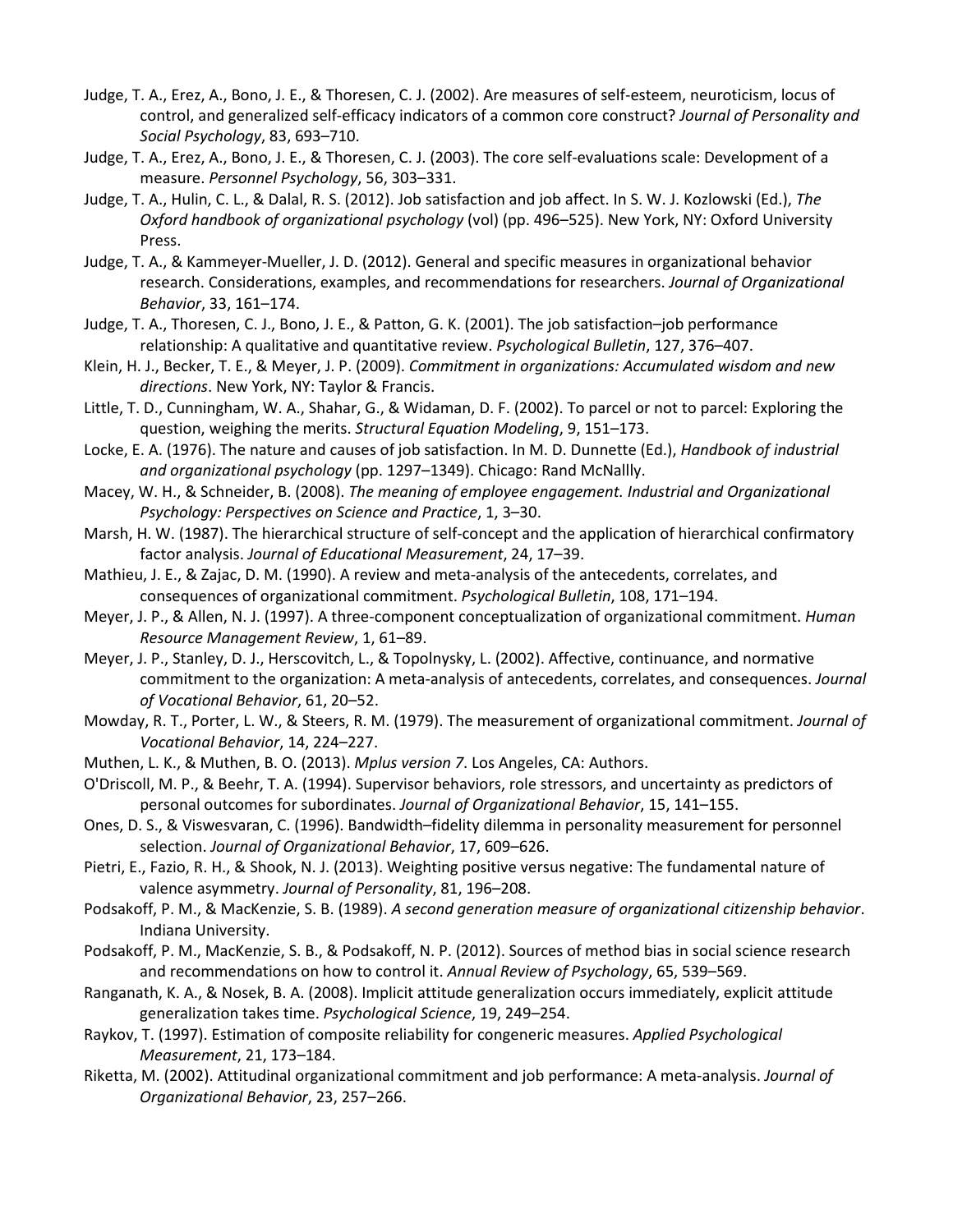Judge, T. A., Erez, A., Bono, J. E., & Thoresen, C. J. (2002). Are measures of self-esteem, neuroticism, locus of control, and generalized self-efficacy indicators of a common core construct? *Journal of Personality and Social Psychology*, 83, 693–710.

Judge, T. A., Erez, A., Bono, J. E., & Thoresen, C. J. (2003). The core self-evaluations scale: Development of a measure. *Personnel Psychology*, 56, 303–331.

Judge, T. A., Hulin, C. L., & Dalal, R. S. (2012). Job satisfaction and job affect. In S. W. J. Kozlowski (Ed.), *The Oxford handbook of organizational psychology* (vol) (pp. 496–525). New York, NY: Oxford University Press.

Judge, T. A., & Kammeyer-Mueller, J. D. (2012). General and specific measures in organizational behavior research. Considerations, examples, and recommendations for researchers. *Journal of Organizational Behavior*, 33, 161–174.

Judge, T. A., Thoresen, C. J., Bono, J. E., & Patton, G. K. (2001). The job satisfaction–job performance relationship: A qualitative and quantitative review. *Psychological Bulletin*, 127, 376–407.

Klein, H. J., Becker, T. E., & Meyer, J. P. (2009). *Commitment in organizations: Accumulated wisdom and new directions*. New York, NY: Taylor & Francis.

Little, T. D., Cunningham, W. A., Shahar, G., & Widaman, D. F. (2002). To parcel or not to parcel: Exploring the question, weighing the merits. *Structural Equation Modeling*, 9, 151–173.

Locke, E. A. (1976). The nature and causes of job satisfaction. In M. D. Dunnette (Ed.), *Handbook of industrial and organizational psychology* (pp. 1297–1349). Chicago: Rand McNallly.

Macey, W. H., & Schneider, B. (2008). *The meaning of employee engagement. Industrial and Organizational Psychology: Perspectives on Science and Practice*, 1, 3–30.

Marsh, H. W. (1987). The hierarchical structure of self-concept and the application of hierarchical confirmatory factor analysis. *Journal of Educational Measurement*, 24, 17–39.

Mathieu, J. E., & Zajac, D. M. (1990). A review and meta-analysis of the antecedents, correlates, and consequences of organizational commitment. *Psychological Bulletin*, 108, 171–194.

Meyer, J. P., & Allen, N. J. (1997). A three-component conceptualization of organizational commitment. *Human Resource Management Review*, 1, 61–89.

Meyer, J. P., Stanley, D. J., Herscovitch, L., & Topolnysky, L. (2002). Affective, continuance, and normative commitment to the organization: A meta-analysis of antecedents, correlates, and consequences. *Journal of Vocational Behavior*, 61, 20–52.

Mowday, R. T., Porter, L. W., & Steers, R. M. (1979). The measurement of organizational commitment. *Journal of Vocational Behavior*, 14, 224–227.

Muthen, L. K., & Muthen, B. O. (2013). *Mplus version 7.* Los Angeles, CA: Authors.

O'Driscoll, M. P., & Beehr, T. A. (1994). Supervisor behaviors, role stressors, and uncertainty as predictors of personal outcomes for subordinates. *Journal of Organizational Behavior*, 15, 141–155.

Ones, D. S., & Viswesvaran, C. (1996). Bandwidth–fidelity dilemma in personality measurement for personnel selection. *Journal of Organizational Behavior*, 17, 609–626.

Pietri, E., Fazio, R. H., & Shook, N. J. (2013). Weighting positive versus negative: The fundamental nature of valence asymmetry. *Journal of Personality*, 81, 196–208.

Podsakoff, P. M., & MacKenzie, S. B. (1989). *A second generation measure of organizational citizenship behavior*. Indiana University.

Podsakoff, P. M., MacKenzie, S. B., & Podsakoff, N. P. (2012). Sources of method bias in social science research and recommendations on how to control it. *Annual Review of Psychology*, 65, 539–569.

Ranganath, K. A., & Nosek, B. A. (2008). Implicit attitude generalization occurs immediately, explicit attitude generalization takes time. *Psychological Science*, 19, 249–254.

Raykov, T. (1997). Estimation of composite reliability for congeneric measures. *Applied Psychological Measurement*, 21, 173–184.

Riketta, M. (2002). Attitudinal organizational commitment and job performance: A meta-analysis. *Journal of Organizational Behavior*, 23, 257–266.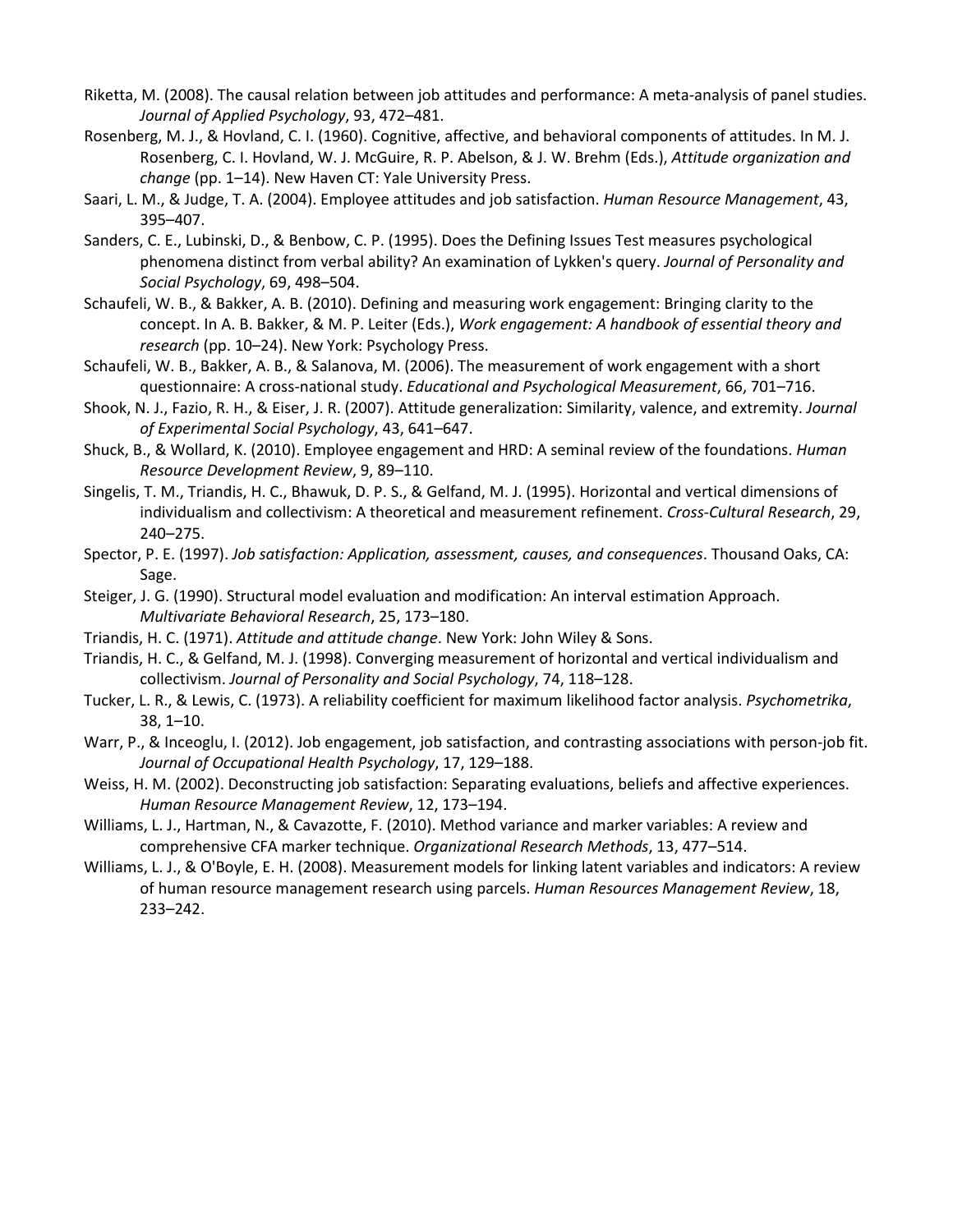Riketta, M. (2008). The causal relation between job attitudes and performance: A meta-analysis of panel studies. *Journal of Applied Psychology*, 93, 472–481.

Rosenberg, M. J., & Hovland, C. I. (1960). Cognitive, affective, and behavioral components of attitudes. In M. J. Rosenberg, C. I. Hovland, W. J. McGuire, R. P. Abelson, & J. W. Brehm (Eds.), *Attitude organization and change* (pp. 1–14). New Haven CT: Yale University Press.

Saari, L. M., & Judge, T. A. (2004). Employee attitudes and job satisfaction. *Human Resource Management*, 43, 395–407.

Sanders, C. E., Lubinski, D., & Benbow, C. P. (1995). Does the Defining Issues Test measures psychological phenomena distinct from verbal ability? An examination of Lykken's query. *Journal of Personality and Social Psychology*, 69, 498–504.

Schaufeli, W. B., & Bakker, A. B. (2010). Defining and measuring work engagement: Bringing clarity to the concept. In A. B. Bakker, & M. P. Leiter (Eds.), *Work engagement: A handbook of essential theory and research* (pp. 10–24). New York: Psychology Press.

Schaufeli, W. B., Bakker, A. B., & Salanova, M. (2006). The measurement of work engagement with a short questionnaire: A cross-national study. *Educational and Psychological Measurement*, 66, 701–716.

Shook, N. J., Fazio, R. H., & Eiser, J. R. (2007). Attitude generalization: Similarity, valence, and extremity. *Journal of Experimental Social Psychology*, 43, 641–647.

Shuck, B., & Wollard, K. (2010). Employee engagement and HRD: A seminal review of the foundations. *Human Resource Development Review*, 9, 89–110.

Singelis, T. M., Triandis, H. C., Bhawuk, D. P. S., & Gelfand, M. J. (1995). Horizontal and vertical dimensions of individualism and collectivism: A theoretical and measurement refinement. *Cross-Cultural Research*, 29, 240–275.

Spector, P. E. (1997). *Job satisfaction: Application, assessment, causes, and consequences*. Thousand Oaks, CA: Sage.

Steiger, J. G. (1990). Structural model evaluation and modification: An interval estimation Approach. *Multivariate Behavioral Research*, 25, 173–180.

Triandis, H. C. (1971). *Attitude and attitude change*. New York: John Wiley & Sons.

Triandis, H. C., & Gelfand, M. J. (1998). Converging measurement of horizontal and vertical individualism and collectivism. *Journal of Personality and Social Psychology*, 74, 118–128.

Tucker, L. R., & Lewis, C. (1973). A reliability coefficient for maximum likelihood factor analysis. *Psychometrika*, 38, 1–10.

Warr, P., & Inceoglu, I. (2012). Job engagement, job satisfaction, and contrasting associations with person-job fit. *Journal of Occupational Health Psychology*, 17, 129–188.

Weiss, H. M. (2002). Deconstructing job satisfaction: Separating evaluations, beliefs and affective experiences. *Human Resource Management Review*, 12, 173–194.

Williams, L. J., Hartman, N., & Cavazotte, F. (2010). Method variance and marker variables: A review and comprehensive CFA marker technique. *Organizational Research Methods*, 13, 477–514.

Williams, L. J., & O'Boyle, E. H. (2008). Measurement models for linking latent variables and indicators: A review of human resource management research using parcels. *Human Resources Management Review*, 18, 233–242.